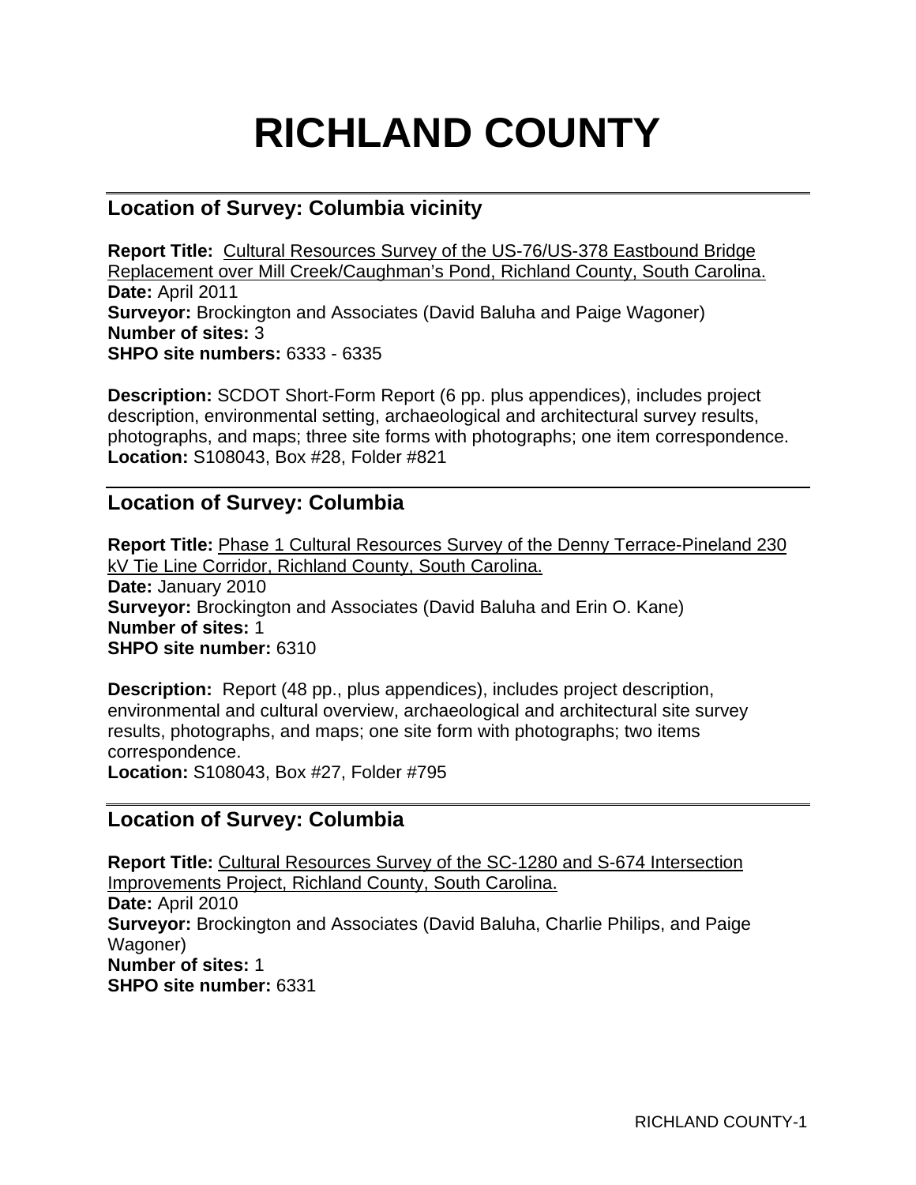# RICHLAND COUNTY

---

## Location of Survey: Columbia vicinity

**Report Title:** Cultural Resources Survey of the US-76/US-378 Eastbound Bridge Replacement over Mill Creek/Caughman's Pond, Richland County, South Carolina.
**Date:** April 2011
**Surveyor:** Brockington and Associates (David Baluha and Paige Wagoner)
**Number of sites:** 3
**SHPO site numbers:** 6333 - 6335

**Description:** SCDOT Short-Form Report (6 pp. plus appendices), includes project description, environmental setting, archaeological and architectural survey results, photographs, and maps; three site forms with photographs; one item correspondence.
**Location:** S108043, Box #28, Folder #821

---

## Location of Survey: Columbia

**Report Title:** Phase 1 Cultural Resources Survey of the Denny Terrace-Pineland 230 kV Tie Line Corridor, Richland County, South Carolina.
**Date:** January 2010
**Surveyor:** Brockington and Associates (David Baluha and Erin O. Kane)
**Number of sites:** 1
**SHPO site number:** 6310

**Description:** Report (48 pp., plus appendices), includes project description, environmental and cultural overview, archaeological and architectural site survey results, photographs, and maps; one site form with photographs; two items correspondence.
**Location:** S108043, Box #27, Folder #795

---

## Location of Survey: Columbia

**Report Title:** Cultural Resources Survey of the SC-1280 and S-674 Intersection Improvements Project, Richland County, South Carolina.
**Date:** April 2010
**Surveyor:** Brockington and Associates (David Baluha, Charlie Philips, and Paige Wagoner)
**Number of sites:** 1
**SHPO site number:** 6331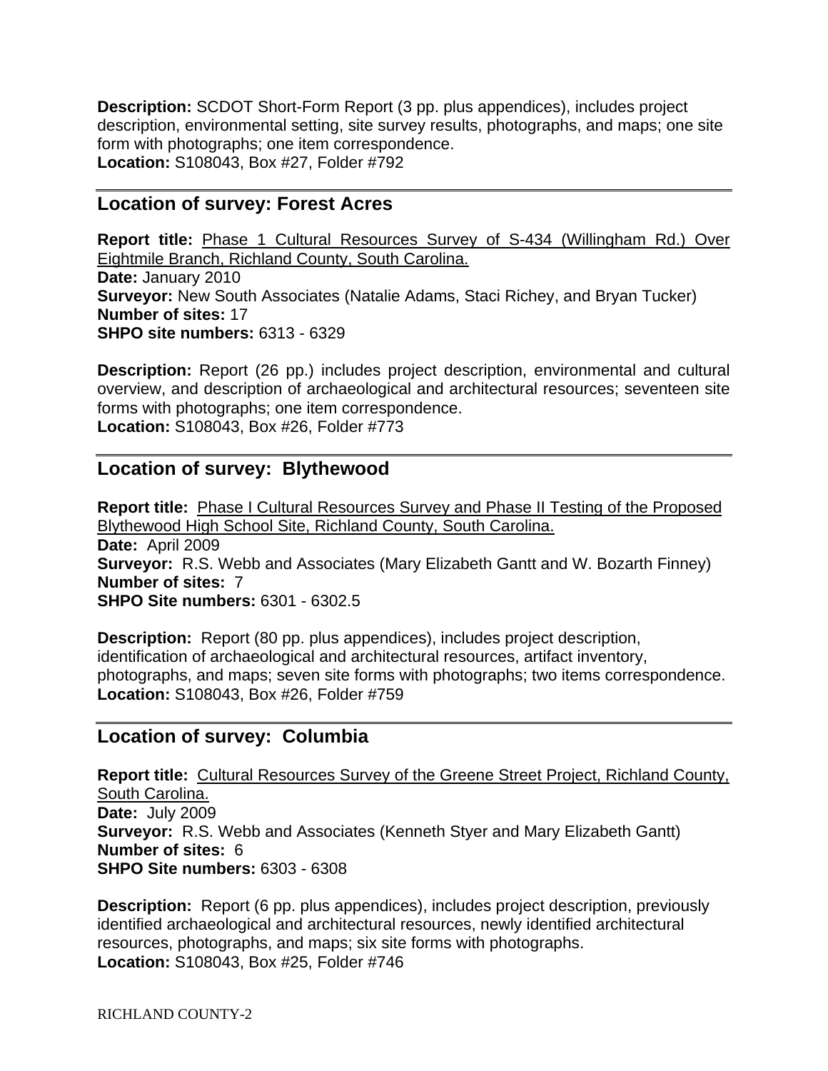**Description:** SCDOT Short-Form Report (3 pp. plus appendices), includes project description, environmental setting, site survey results, photographs, and maps; one site form with photographs; one item correspondence.
**Location:** S108043, Box #27, Folder #792

---

## Location of survey: Forest Acres

**Report title:** Phase 1 Cultural Resources Survey of S-434 (Willingham Rd.) Over Eightmile Branch, Richland County, South Carolina.
**Date:** January 2010
**Surveyor:** New South Associates (Natalie Adams, Staci Richey, and Bryan Tucker)
**Number of sites:** 17
**SHPO site numbers:** 6313 - 6329

**Description:** Report (26 pp.) includes project description, environmental and cultural overview, and description of archaeological and architectural resources; seventeen site forms with photographs; one item correspondence.
**Location:** S108043, Box #26, Folder #773

---

## Location of survey: Blythewood

**Report title:** Phase I Cultural Resources Survey and Phase II Testing of the Proposed Blythewood High School Site, Richland County, South Carolina.
**Date:** April 2009
**Surveyor:** R.S. Webb and Associates (Mary Elizabeth Gantt and W. Bozarth Finney)
**Number of sites:** 7
**SHPO Site numbers:** 6301 - 6302.5

**Description:** Report (80 pp. plus appendices), includes project description, identification of archaeological and architectural resources, artifact inventory, photographs, and maps; seven site forms with photographs; two items correspondence.
**Location:** S108043, Box #26, Folder #759

---

## Location of survey: Columbia

**Report title:** Cultural Resources Survey of the Greene Street Project, Richland County, South Carolina.
**Date:** July 2009
**Surveyor:** R.S. Webb and Associates (Kenneth Styer and Mary Elizabeth Gantt)
**Number of sites:** 6
**SHPO Site numbers:** 6303 - 6308

**Description:** Report (6 pp. plus appendices), includes project description, previously identified archaeological and architectural resources, newly identified architectural resources, photographs, and maps; six site forms with photographs.
**Location:** S108043, Box #25, Folder #746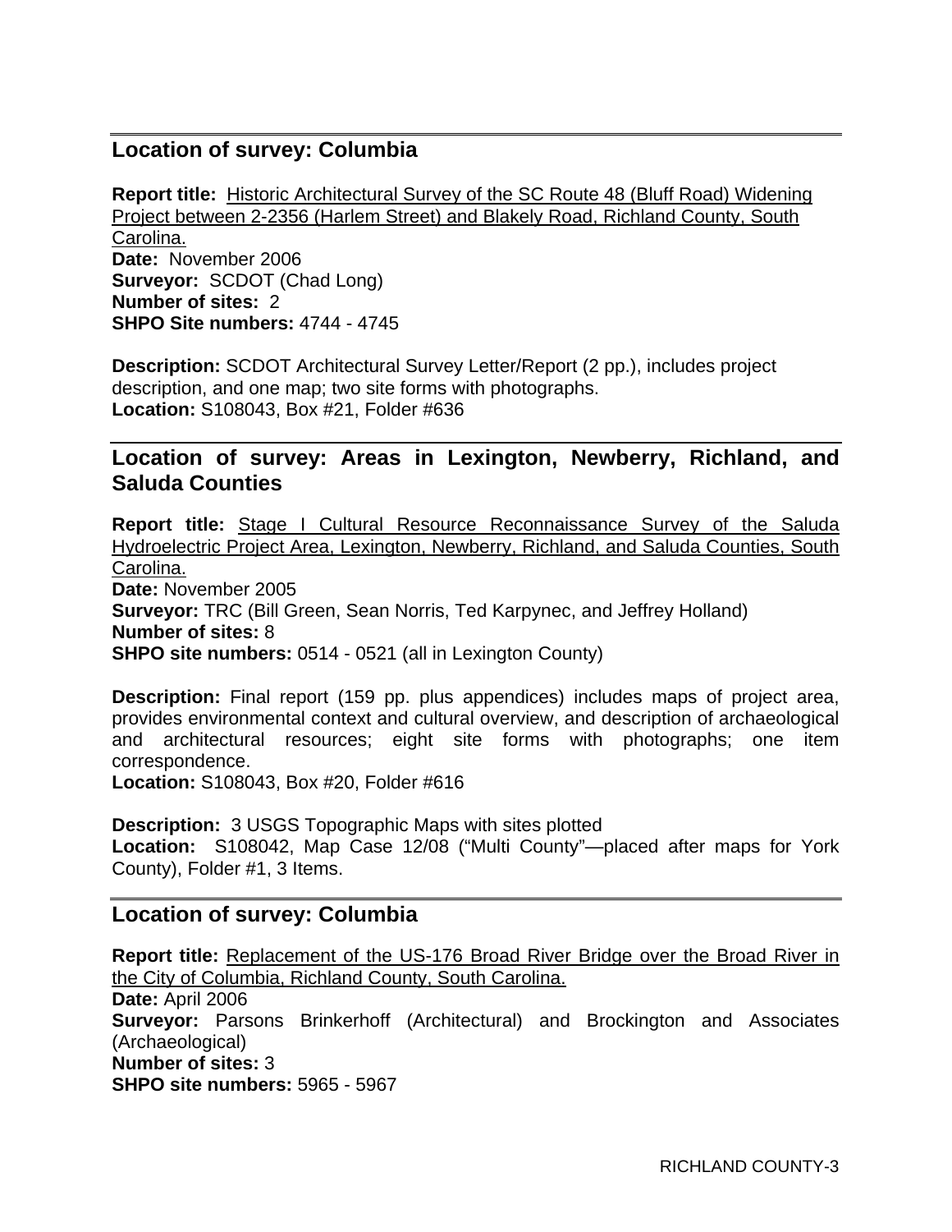## Location of survey: Columbia

**Report title:** Historic Architectural Survey of the SC Route 48 (Bluff Road) Widening Project between 2-2356 (Harlem Street) and Blakely Road, Richland County, South Carolina.
**Date:** November 2006
**Surveyor:** SCDOT (Chad Long)
**Number of sites:** 2
**SHPO Site numbers:** 4744 - 4745

**Description:** SCDOT Architectural Survey Letter/Report (2 pp.), includes project description, and one map; two site forms with photographs.
**Location:** S108043, Box #21, Folder #636

## Location of survey: Areas in Lexington, Newberry, Richland, and Saluda Counties

**Report title:** Stage I Cultural Resource Reconnaissance Survey of the Saluda Hydroelectric Project Area, Lexington, Newberry, Richland, and Saluda Counties, South Carolina.
**Date:** November 2005
**Surveyor:** TRC (Bill Green, Sean Norris, Ted Karpynec, and Jeffrey Holland)
**Number of sites:** 8
**SHPO site numbers:** 0514 - 0521 (all in Lexington County)

**Description:** Final report (159 pp. plus appendices) includes maps of project area, provides environmental context and cultural overview, and description of archaeological and architectural resources; eight site forms with photographs; one item correspondence.
**Location:** S108043, Box #20, Folder #616

**Description:** 3 USGS Topographic Maps with sites plotted
**Location:** S108042, Map Case 12/08 ("Multi County"—placed after maps for York County), Folder #1, 3 Items.

## Location of survey: Columbia

**Report title:** Replacement of the US-176 Broad River Bridge over the Broad River in the City of Columbia, Richland County, South Carolina.
**Date:** April 2006
**Surveyor:** Parsons Brinkerhoff (Architectural) and Brockington and Associates (Archaeological)
**Number of sites:** 3
**SHPO site numbers:** 5965 - 5967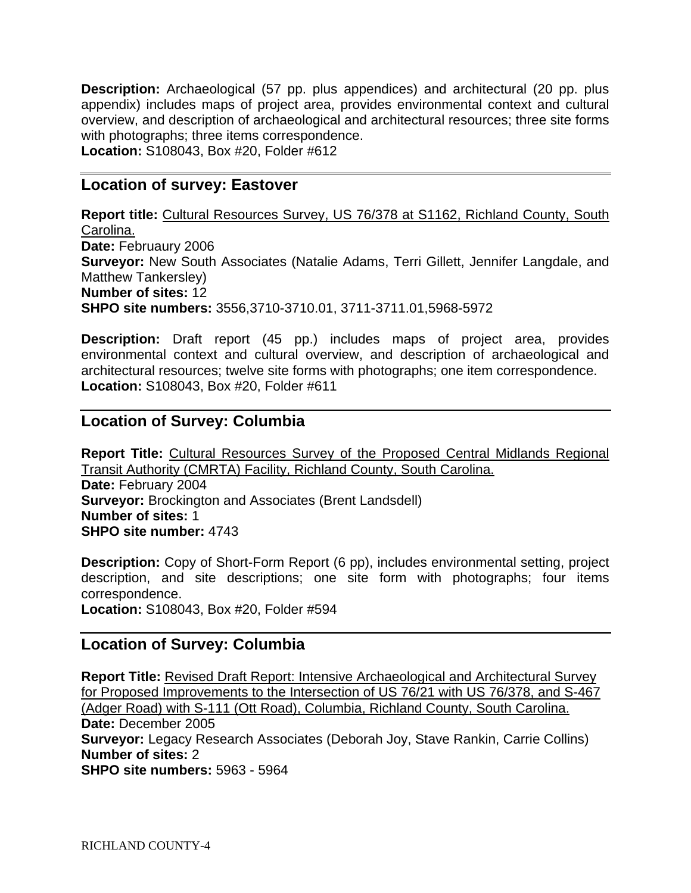**Description:** Archaeological (57 pp. plus appendices) and architectural (20 pp. plus appendix) includes maps of project area, provides environmental context and cultural overview, and description of archaeological and architectural resources; three site forms with photographs; three items correspondence.
**Location:** S108043, Box #20, Folder #612

---

## Location of survey: Eastover

**Report title:** Cultural Resources Survey, US 76/378 at S1162, Richland County, South Carolina.
**Date:** Februaury 2006
**Surveyor:** New South Associates (Natalie Adams, Terri Gillett, Jennifer Langdale, and Matthew Tankersley)
**Number of sites:** 12
**SHPO site numbers:** 3556,3710-3710.01, 3711-3711.01,5968-5972

**Description:** Draft report (45 pp.) includes maps of project area, provides environmental context and cultural overview, and description of archaeological and architectural resources; twelve site forms with photographs; one item correspondence.
**Location:** S108043, Box #20, Folder #611

---

## Location of Survey: Columbia

**Report Title:** Cultural Resources Survey of the Proposed Central Midlands Regional Transit Authority (CMRTA) Facility, Richland County, South Carolina.
**Date:** February 2004
**Surveyor:** Brockington and Associates (Brent Landsdell)
**Number of sites:** 1
**SHPO site number:** 4743

**Description:** Copy of Short-Form Report (6 pp), includes environmental setting, project description, and site descriptions; one site form with photographs; four items correspondence.
**Location:** S108043, Box #20, Folder #594

---

## Location of Survey: Columbia

**Report Title:** Revised Draft Report: Intensive Archaeological and Architectural Survey for Proposed Improvements to the Intersection of US 76/21 with US 76/378, and S-467 (Adger Road) with S-111 (Ott Road), Columbia, Richland County, South Carolina.
**Date:** December 2005
**Surveyor:** Legacy Research Associates (Deborah Joy, Stave Rankin, Carrie Collins)
**Number of sites:** 2
**SHPO site numbers:** 5963 - 5964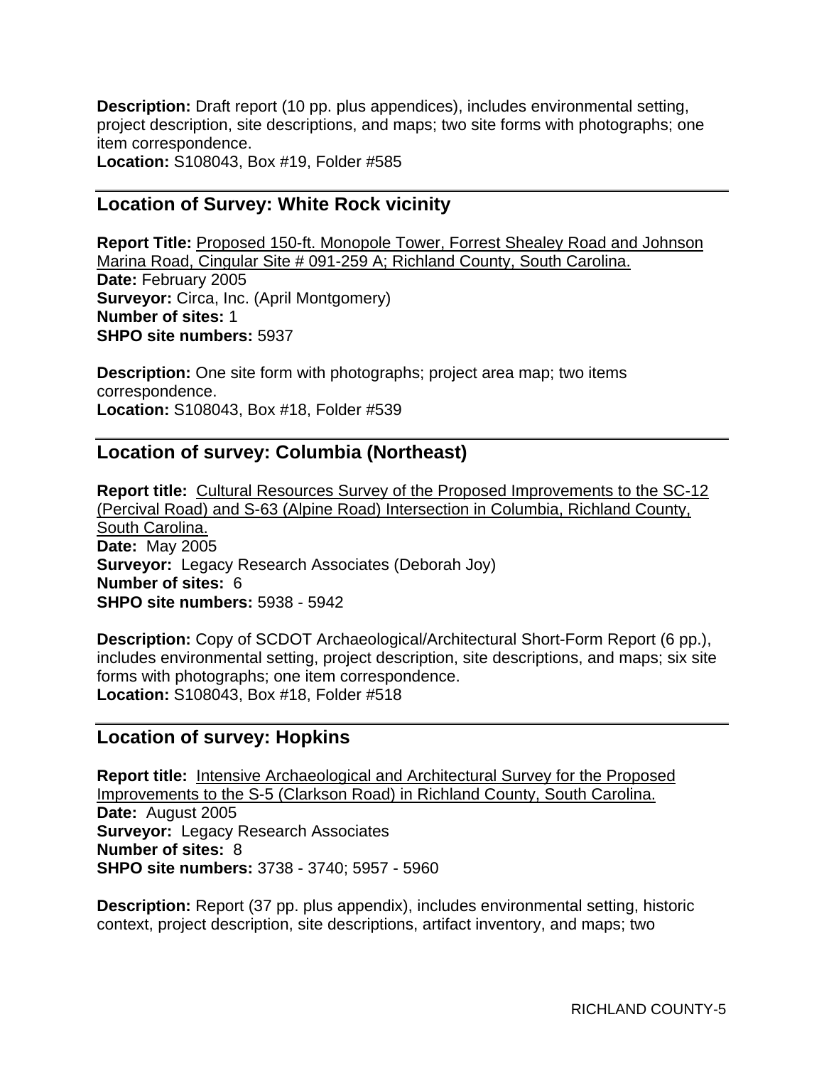**Description:** Draft report (10 pp. plus appendices), includes environmental setting, project description, site descriptions, and maps; two site forms with photographs; one item correspondence.
**Location:** S108043, Box #19, Folder #585

---

## Location of Survey: White Rock vicinity

**Report Title:** Proposed 150-ft. Monopole Tower, Forrest Shealey Road and Johnson Marina Road, Cingular Site # 091-259 A; Richland County, South Carolina.
**Date:** February 2005
**Surveyor:** Circa, Inc. (April Montgomery)
**Number of sites:** 1
**SHPO site numbers:** 5937

**Description:** One site form with photographs; project area map; two items correspondence.
**Location:** S108043, Box #18, Folder #539

---

## Location of survey: Columbia (Northeast)

**Report title:** Cultural Resources Survey of the Proposed Improvements to the SC-12 (Percival Road) and S-63 (Alpine Road) Intersection in Columbia, Richland County, South Carolina.
**Date:** May 2005
**Surveyor:** Legacy Research Associates (Deborah Joy)
**Number of sites:** 6
**SHPO site numbers:** 5938 - 5942

**Description:** Copy of SCDOT Archaeological/Architectural Short-Form Report (6 pp.), includes environmental setting, project description, site descriptions, and maps; six site forms with photographs; one item correspondence.
**Location:** S108043, Box #18, Folder #518

---

## Location of survey: Hopkins

**Report title:** Intensive Archaeological and Architectural Survey for the Proposed Improvements to the S-5 (Clarkson Road) in Richland County, South Carolina.
**Date:** August 2005
**Surveyor:** Legacy Research Associates
**Number of sites:** 8
**SHPO site numbers:** 3738 - 3740; 5957 - 5960

**Description:** Report (37 pp. plus appendix), includes environmental setting, historic context, project description, site descriptions, artifact inventory, and maps; two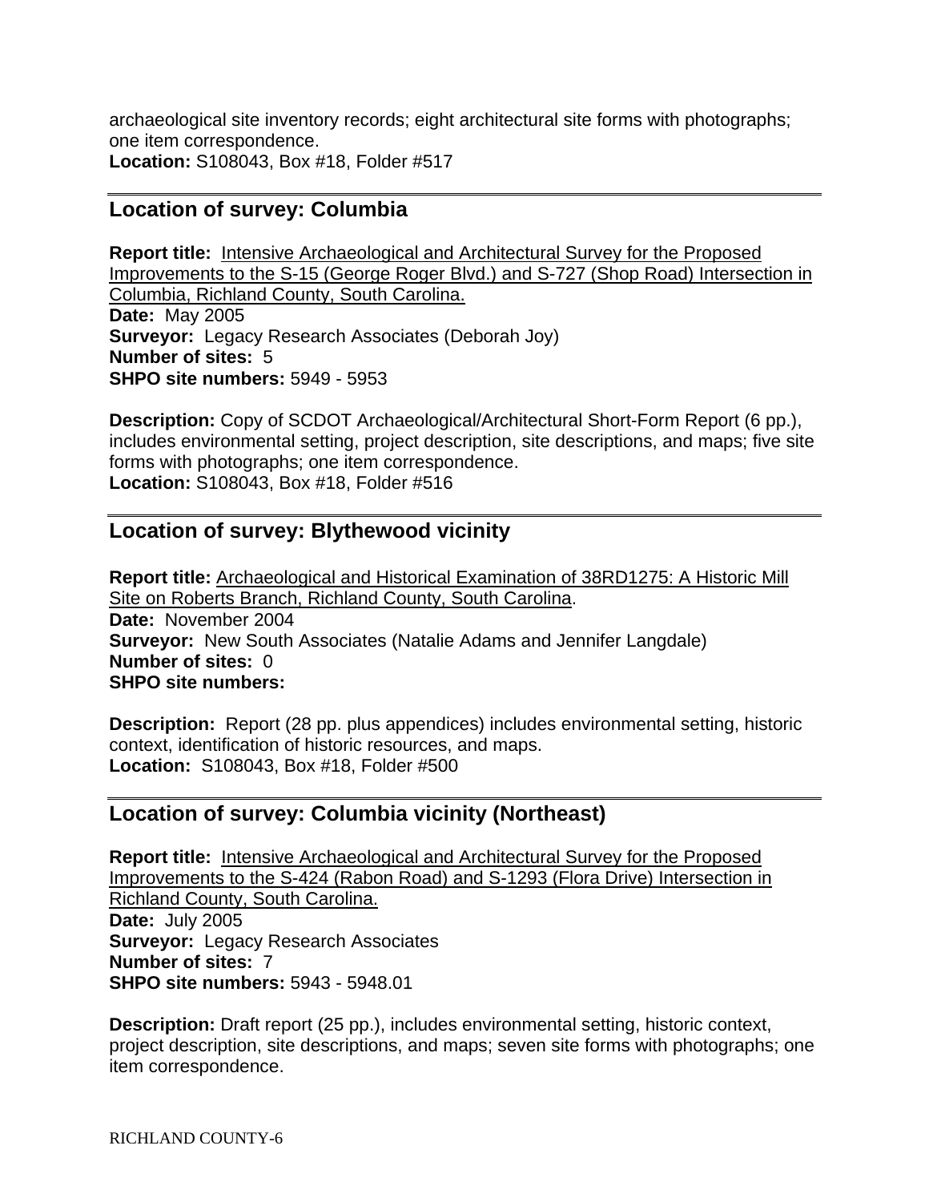archaeological site inventory records; eight architectural site forms with photographs; one item correspondence.
**Location:** S108043, Box #18, Folder #517

---

## Location of survey: Columbia

**Report title:** Intensive Archaeological and Architectural Survey for the Proposed Improvements to the S-15 (George Roger Blvd.) and S-727 (Shop Road) Intersection in Columbia, Richland County, South Carolina.
**Date:** May 2005
**Surveyor:** Legacy Research Associates (Deborah Joy)
**Number of sites:** 5
**SHPO site numbers:** 5949 - 5953

**Description:** Copy of SCDOT Archaeological/Architectural Short-Form Report (6 pp.), includes environmental setting, project description, site descriptions, and maps; five site forms with photographs; one item correspondence.
**Location:** S108043, Box #18, Folder #516

---

## Location of survey: Blythewood vicinity

**Report title:** Archaeological and Historical Examination of 38RD1275: A Historic Mill Site on Roberts Branch, Richland County, South Carolina.
**Date:** November 2004
**Surveyor:** New South Associates (Natalie Adams and Jennifer Langdale)
**Number of sites:** 0
**SHPO site numbers:**

**Description:** Report (28 pp. plus appendices) includes environmental setting, historic context, identification of historic resources, and maps.
**Location:** S108043, Box #18, Folder #500

---

## Location of survey: Columbia vicinity (Northeast)

**Report title:** Intensive Archaeological and Architectural Survey for the Proposed Improvements to the S-424 (Rabon Road) and S-1293 (Flora Drive) Intersection in Richland County, South Carolina.
**Date:** July 2005
**Surveyor:** Legacy Research Associates
**Number of sites:** 7
**SHPO site numbers:** 5943 - 5948.01

**Description:** Draft report (25 pp.), includes environmental setting, historic context, project description, site descriptions, and maps; seven site forms with photographs; one item correspondence.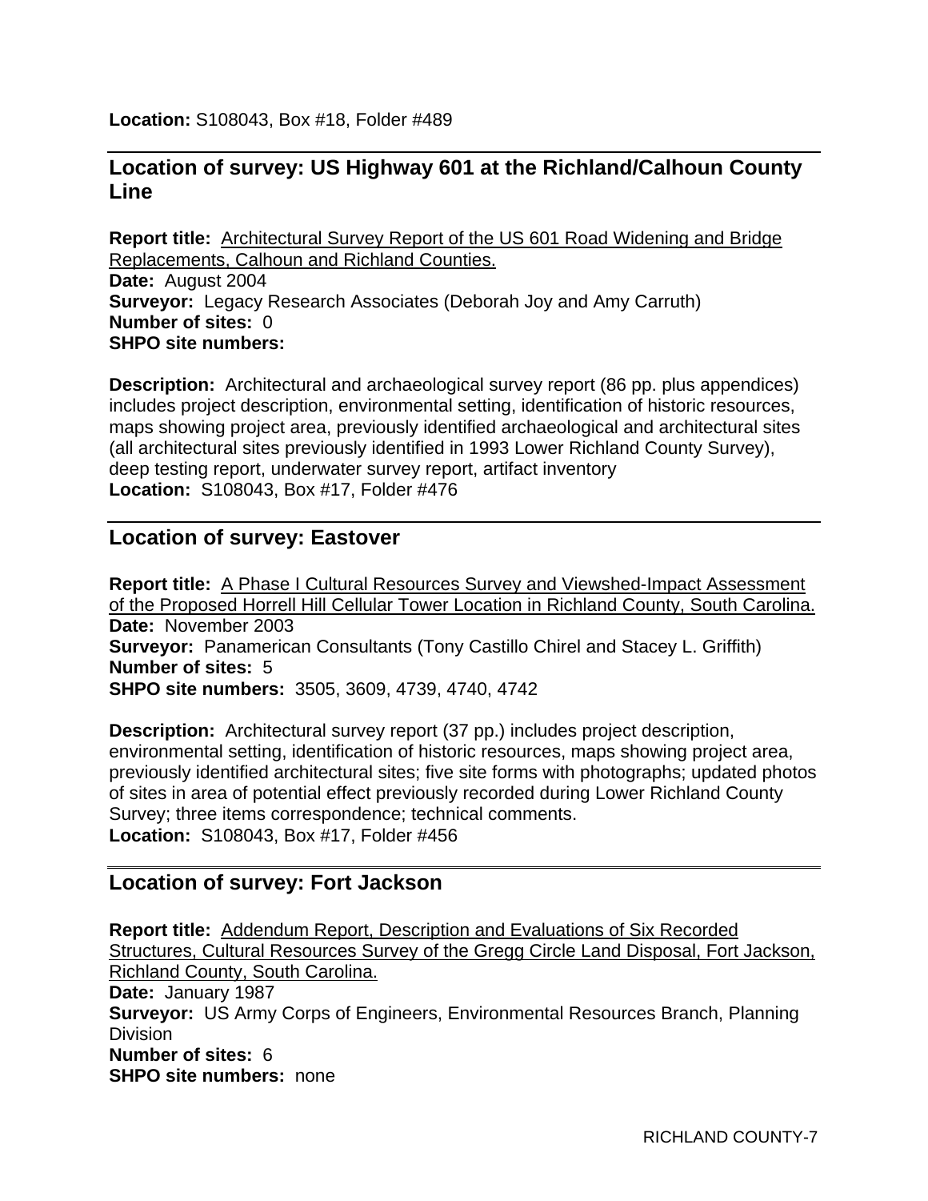**Location:** S108043, Box #18, Folder #489

## Location of survey: US Highway 601 at the Richland/Calhoun County Line

**Report title:** Architectural Survey Report of the US 601 Road Widening and Bridge Replacements, Calhoun and Richland Counties.
**Date:** August 2004
**Surveyor:** Legacy Research Associates (Deborah Joy and Amy Carruth)
**Number of sites:** 0
**SHPO site numbers:**

**Description:** Architectural and archaeological survey report (86 pp. plus appendices) includes project description, environmental setting, identification of historic resources, maps showing project area, previously identified archaeological and architectural sites (all architectural sites previously identified in 1993 Lower Richland County Survey), deep testing report, underwater survey report, artifact inventory
**Location:** S108043, Box #17, Folder #476

## Location of survey: Eastover

**Report title:** A Phase I Cultural Resources Survey and Viewshed-Impact Assessment of the Proposed Horrell Hill Cellular Tower Location in Richland County, South Carolina.
**Date:** November 2003
**Surveyor:** Panamerican Consultants (Tony Castillo Chirel and Stacey L. Griffith)
**Number of sites:** 5
**SHPO site numbers:** 3505, 3609, 4739, 4740, 4742

**Description:** Architectural survey report (37 pp.) includes project description, environmental setting, identification of historic resources, maps showing project area, previously identified architectural sites; five site forms with photographs; updated photos of sites in area of potential effect previously recorded during Lower Richland County Survey; three items correspondence; technical comments.
**Location:** S108043, Box #17, Folder #456

## Location of survey: Fort Jackson

**Report title:** Addendum Report, Description and Evaluations of Six Recorded Structures, Cultural Resources Survey of the Gregg Circle Land Disposal, Fort Jackson, Richland County, South Carolina.
**Date:** January 1987
**Surveyor:** US Army Corps of Engineers, Environmental Resources Branch, Planning Division
**Number of sites:** 6
**SHPO site numbers:** none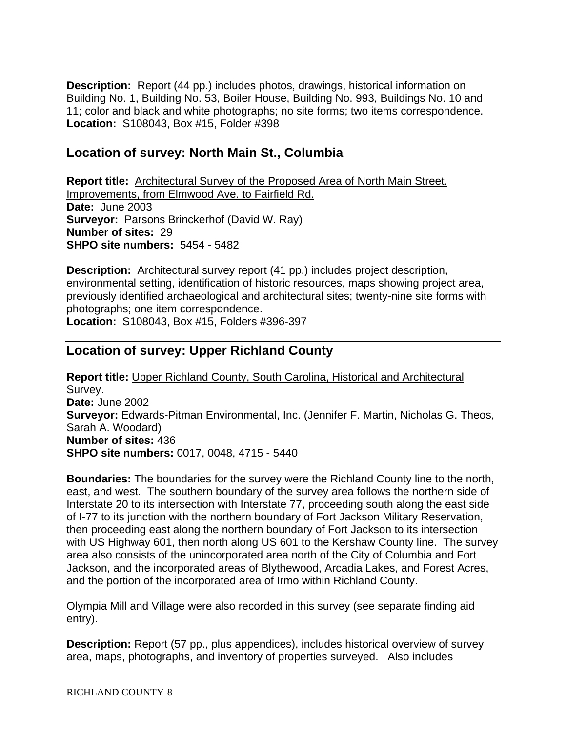**Description:** Report (44 pp.) includes photos, drawings, historical information on Building No. 1, Building No. 53, Boiler House, Building No. 993, Buildings No. 10 and 11; color and black and white photographs; no site forms; two items correspondence.
**Location:** S108043, Box #15, Folder #398

---

## Location of survey: North Main St., Columbia

**Report title:** Architectural Survey of the Proposed Area of North Main Street. Improvements, from Elmwood Ave. to Fairfield Rd.
**Date:** June 2003
**Surveyor:** Parsons Brinckerhof (David W. Ray)
**Number of sites:** 29
**SHPO site numbers:** 5454 - 5482

**Description:** Architectural survey report (41 pp.) includes project description, environmental setting, identification of historic resources, maps showing project area, previously identified archaeological and architectural sites; twenty-nine site forms with photographs; one item correspondence.
**Location:** S108043, Box #15, Folders #396-397

---

## Location of survey: Upper Richland County

**Report title:** Upper Richland County, South Carolina, Historical and Architectural Survey.
**Date:** June 2002
**Surveyor:** Edwards-Pitman Environmental, Inc. (Jennifer F. Martin, Nicholas G. Theos, Sarah A. Woodard)
**Number of sites:** 436
**SHPO site numbers:** 0017, 0048, 4715 - 5440

**Boundaries:** The boundaries for the survey were the Richland County line to the north, east, and west. The southern boundary of the survey area follows the northern side of Interstate 20 to its intersection with Interstate 77, proceeding south along the east side of I-77 to its junction with the northern boundary of Fort Jackson Military Reservation, then proceeding east along the northern boundary of Fort Jackson to its intersection with US Highway 601, then north along US 601 to the Kershaw County line. The survey area also consists of the unincorporated area north of the City of Columbia and Fort Jackson, and the incorporated areas of Blythewood, Arcadia Lakes, and Forest Acres, and the portion of the incorporated area of Irmo within Richland County.

Olympia Mill and Village were also recorded in this survey (see separate finding aid entry).

**Description:** Report (57 pp., plus appendices), includes historical overview of survey area, maps, photographs, and inventory of properties surveyed. Also includes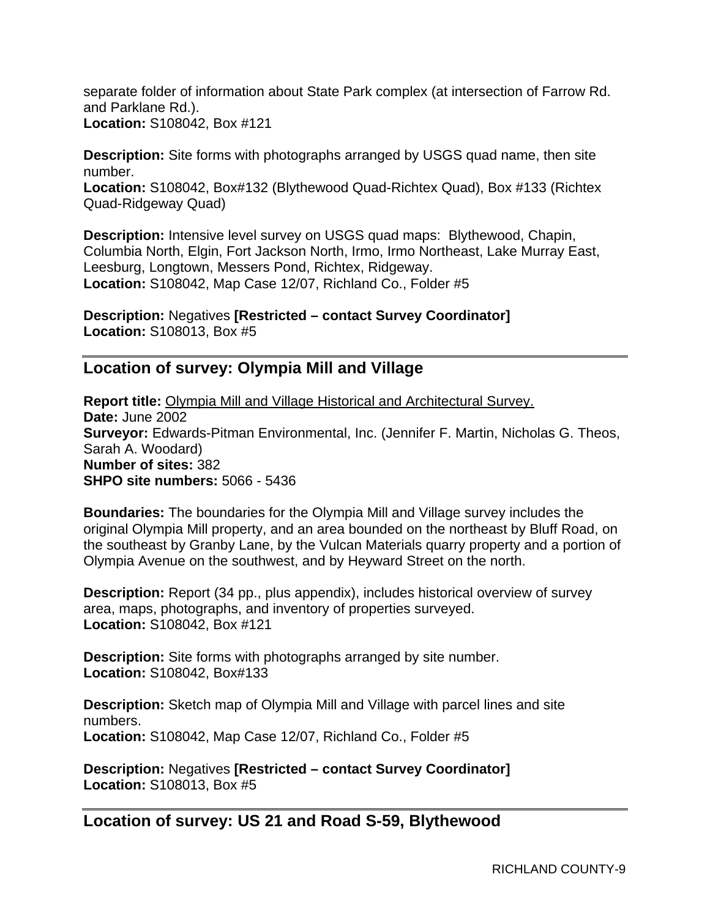separate folder of information about State Park complex (at intersection of Farrow Rd. and Parklane Rd.).
**Location:** S108042, Box #121

**Description:** Site forms with photographs arranged by USGS quad name, then site number.
**Location:** S108042, Box#132 (Blythewood Quad-Richtex Quad), Box #133 (Richtex Quad-Ridgeway Quad)

**Description:** Intensive level survey on USGS quad maps: Blythewood, Chapin, Columbia North, Elgin, Fort Jackson North, Irmo, Irmo Northeast, Lake Murray East, Leesburg, Longtown, Messers Pond, Richtex, Ridgeway.
**Location:** S108042, Map Case 12/07, Richland Co., Folder #5

**Description:** Negatives **[Restricted – contact Survey Coordinator]**
**Location:** S108013, Box #5

---

## Location of survey: Olympia Mill and Village

**Report title:** <u>Olympia Mill and Village Historical and Architectural Survey.</u>
**Date:** June 2002
**Surveyor:** Edwards-Pitman Environmental, Inc. (Jennifer F. Martin, Nicholas G. Theos, Sarah A. Woodard)
**Number of sites:** 382
**SHPO site numbers:** 5066 - 5436

**Boundaries:** The boundaries for the Olympia Mill and Village survey includes the original Olympia Mill property, and an area bounded on the northeast by Bluff Road, on the southeast by Granby Lane, by the Vulcan Materials quarry property and a portion of Olympia Avenue on the southwest, and by Heyward Street on the north.

**Description:** Report (34 pp., plus appendix), includes historical overview of survey area, maps, photographs, and inventory of properties surveyed.
**Location:** S108042, Box #121

**Description:** Site forms with photographs arranged by site number.
**Location:** S108042, Box#133

**Description:** Sketch map of Olympia Mill and Village with parcel lines and site numbers.
**Location:** S108042, Map Case 12/07, Richland Co., Folder #5

**Description:** Negatives **[Restricted – contact Survey Coordinator]**
**Location:** S108013, Box #5

---

## Location of survey: US 21 and Road S-59, Blythewood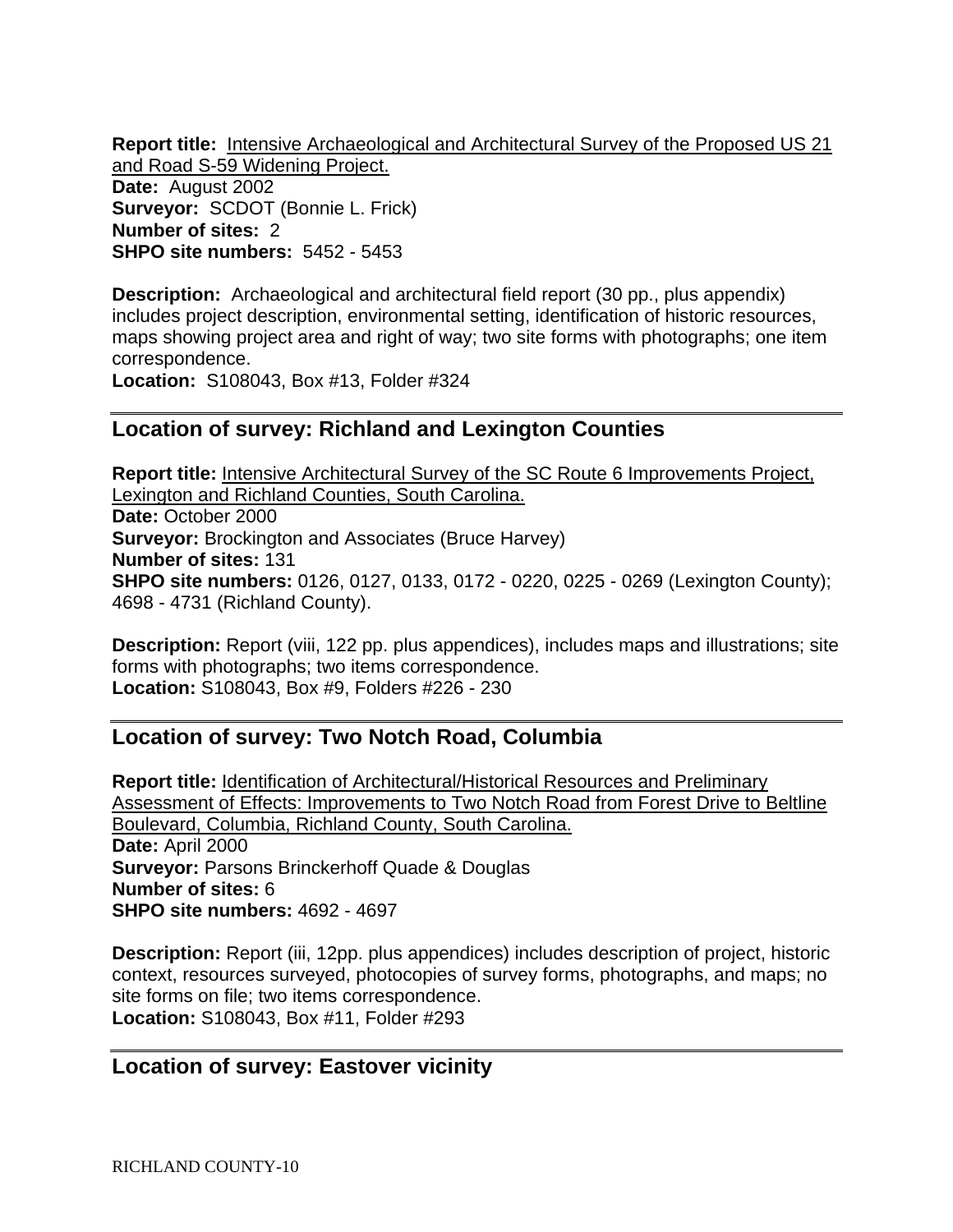**Report title:** Intensive Archaeological and Architectural Survey of the Proposed US 21 and Road S-59 Widening Project.
**Date:** August 2002
**Surveyor:** SCDOT (Bonnie L. Frick)
**Number of sites:** 2
**SHPO site numbers:** 5452 - 5453

**Description:** Archaeological and architectural field report (30 pp., plus appendix) includes project description, environmental setting, identification of historic resources, maps showing project area and right of way; two site forms with photographs; one item correspondence.
**Location:** S108043, Box #13, Folder #324

---

## Location of survey: Richland and Lexington Counties

**Report title:** Intensive Architectural Survey of the SC Route 6 Improvements Project, Lexington and Richland Counties, South Carolina.
**Date:** October 2000
**Surveyor:** Brockington and Associates (Bruce Harvey)
**Number of sites:** 131
**SHPO site numbers:** 0126, 0127, 0133, 0172 - 0220, 0225 - 0269 (Lexington County); 4698 - 4731 (Richland County).

**Description:** Report (viii, 122 pp. plus appendices), includes maps and illustrations; site forms with photographs; two items correspondence.
**Location:** S108043, Box #9, Folders #226 - 230

---

## Location of survey: Two Notch Road, Columbia

**Report title:** Identification of Architectural/Historical Resources and Preliminary Assessment of Effects: Improvements to Two Notch Road from Forest Drive to Beltline Boulevard, Columbia, Richland County, South Carolina.
**Date:** April 2000
**Surveyor:** Parsons Brinckerhoff Quade & Douglas
**Number of sites:** 6
**SHPO site numbers:** 4692 - 4697

**Description:** Report (iii, 12pp. plus appendices) includes description of project, historic context, resources surveyed, photocopies of survey forms, photographs, and maps; no site forms on file; two items correspondence.
**Location:** S108043, Box #11, Folder #293

---

## Location of survey: Eastover vicinity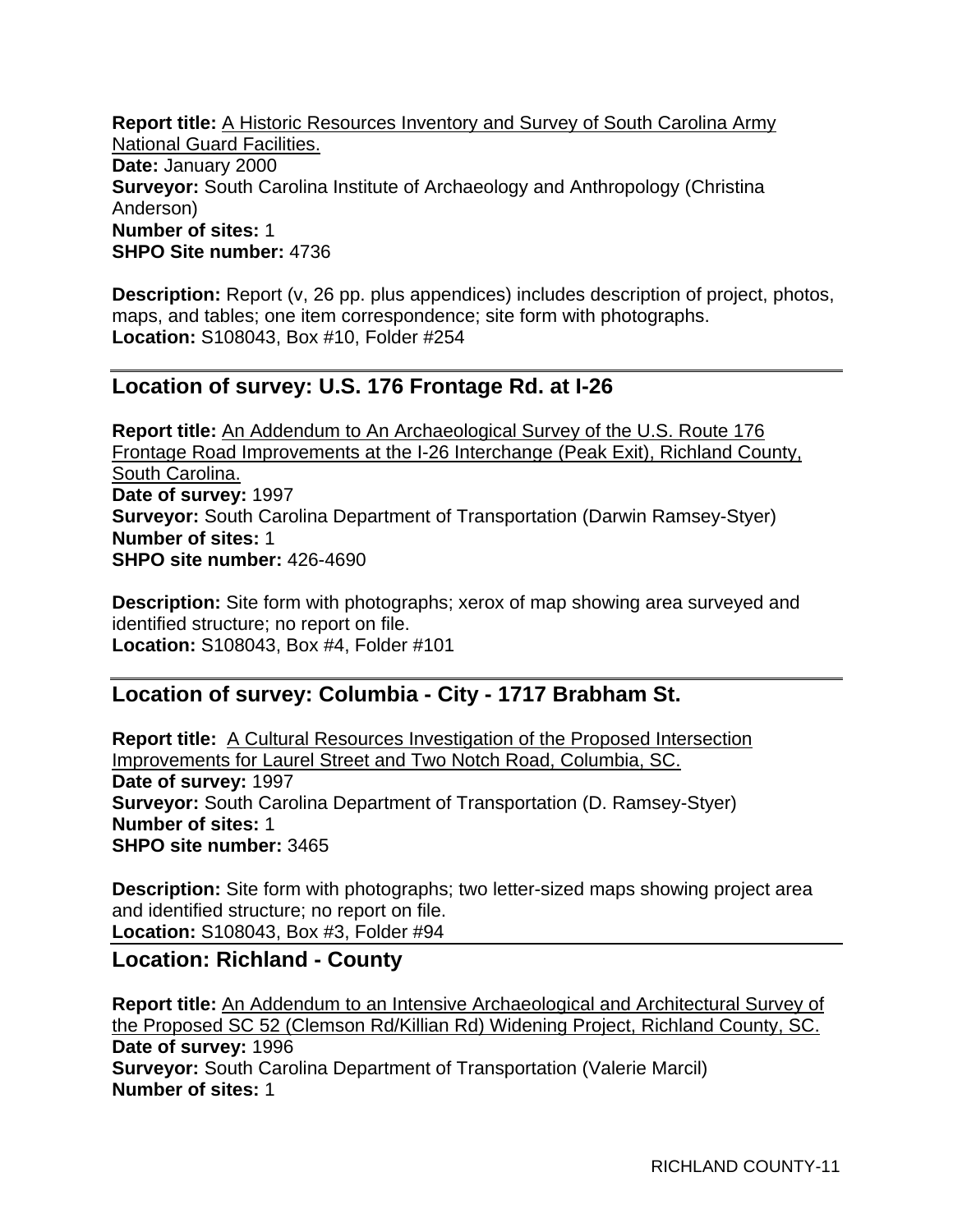**Report title:** A Historic Resources Inventory and Survey of South Carolina Army National Guard Facilities.
**Date:** January 2000
**Surveyor:** South Carolina Institute of Archaeology and Anthropology (Christina Anderson)
**Number of sites:** 1
**SHPO Site number:** 4736

**Description:** Report (v, 26 pp. plus appendices) includes description of project, photos, maps, and tables; one item correspondence; site form with photographs.
**Location:** S108043, Box #10, Folder #254

---

## Location of survey: U.S. 176 Frontage Rd. at I-26

**Report title:** An Addendum to An Archaeological Survey of the U.S. Route 176 Frontage Road Improvements at the I-26 Interchange (Peak Exit), Richland County, South Carolina.
**Date of survey:** 1997
**Surveyor:** South Carolina Department of Transportation (Darwin Ramsey-Styer)
**Number of sites:** 1
**SHPO site number:** 426-4690

**Description:** Site form with photographs; xerox of map showing area surveyed and identified structure; no report on file.
**Location:** S108043, Box #4, Folder #101

---

## Location of survey: Columbia - City - 1717 Brabham St.

**Report title:** A Cultural Resources Investigation of the Proposed Intersection Improvements for Laurel Street and Two Notch Road, Columbia, SC.
**Date of survey:** 1997
**Surveyor:** South Carolina Department of Transportation (D. Ramsey-Styer)
**Number of sites:** 1
**SHPO site number:** 3465

**Description:** Site form with photographs; two letter-sized maps showing project area and identified structure; no report on file.
**Location:** S108043, Box #3, Folder #94

---

## Location: Richland - County

**Report title:** An Addendum to an Intensive Archaeological and Architectural Survey of the Proposed SC 52 (Clemson Rd/Killian Rd) Widening Project, Richland County, SC.
**Date of survey:** 1996
**Surveyor:** South Carolina Department of Transportation (Valerie Marcil)
**Number of sites:** 1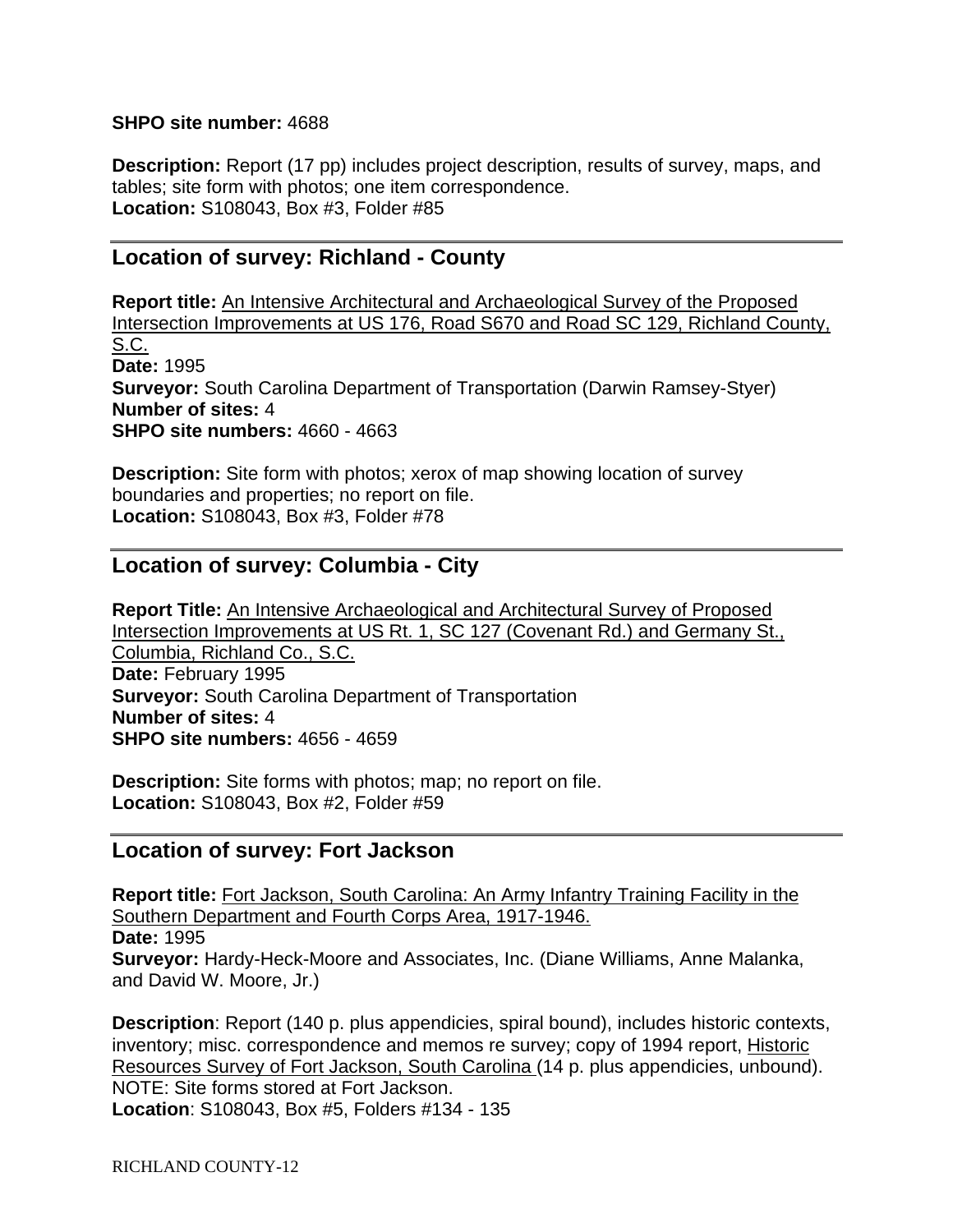**SHPO site number:** 4688

**Description:** Report (17 pp) includes project description, results of survey, maps, and tables; site form with photos; one item correspondence.
**Location:** S108043, Box #3, Folder #85

## Location of survey: Richland - County

**Report title:** An Intensive Architectural and Archaeological Survey of the Proposed Intersection Improvements at US 176, Road S670 and Road SC 129, Richland County, S.C.
**Date:** 1995
**Surveyor:** South Carolina Department of Transportation (Darwin Ramsey-Styer)
**Number of sites:** 4
**SHPO site numbers:** 4660 - 4663

**Description:** Site form with photos; xerox of map showing location of survey boundaries and properties; no report on file.
**Location:** S108043, Box #3, Folder #78

## Location of survey: Columbia - City

**Report Title:** An Intensive Archaeological and Architectural Survey of Proposed Intersection Improvements at US Rt. 1, SC 127 (Covenant Rd.) and Germany St., Columbia, Richland Co., S.C.
**Date:** February 1995
**Surveyor:** South Carolina Department of Transportation
**Number of sites:** 4
**SHPO site numbers:** 4656 - 4659

**Description:** Site forms with photos; map; no report on file.
**Location:** S108043, Box #2, Folder #59

## Location of survey: Fort Jackson

**Report title:** Fort Jackson, South Carolina: An Army Infantry Training Facility in the Southern Department and Fourth Corps Area, 1917-1946.
**Date:** 1995
**Surveyor:** Hardy-Heck-Moore and Associates, Inc. (Diane Williams, Anne Malanka, and David W. Moore, Jr.)

**Description**: Report (140 p. plus appendicies, spiral bound), includes historic contexts, inventory; misc. correspondence and memos re survey; copy of 1994 report, Historic Resources Survey of Fort Jackson, South Carolina (14 p. plus appendicies, unbound). NOTE: Site forms stored at Fort Jackson.
**Location**: S108043, Box #5, Folders #134 - 135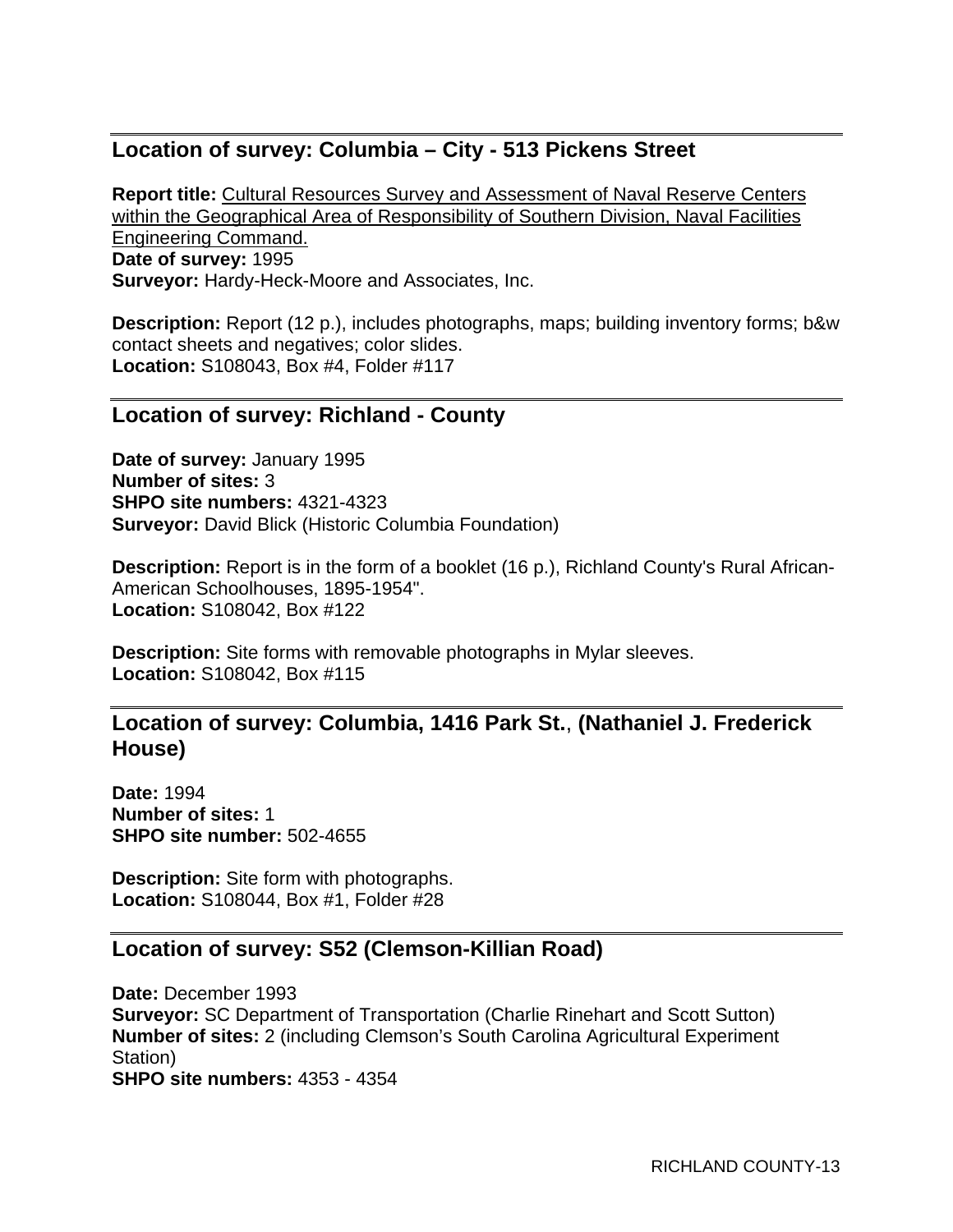---

## Location of survey: Columbia – City - 513 Pickens Street

**Report title:** Cultural Resources Survey and Assessment of Naval Reserve Centers within the Geographical Area of Responsibility of Southern Division, Naval Facilities Engineering Command.
**Date of survey:** 1995
**Surveyor:** Hardy-Heck-Moore and Associates, Inc.

**Description:** Report (12 p.), includes photographs, maps; building inventory forms; b&w contact sheets and negatives; color slides.
**Location:** S108043, Box #4, Folder #117

---

## Location of survey: Richland - County

**Date of survey:** January 1995
**Number of sites:** 3
**SHPO site numbers:** 4321-4323
**Surveyor:** David Blick (Historic Columbia Foundation)

**Description:** Report is in the form of a booklet (16 p.), Richland County's Rural African-American Schoolhouses, 1895-1954".
**Location:** S108042, Box #122

**Description:** Site forms with removable photographs in Mylar sleeves.
**Location:** S108042, Box #115

---

## Location of survey: Columbia, 1416 Park St., (Nathaniel J. Frederick House)

**Date:** 1994
**Number of sites:** 1
**SHPO site number:** 502-4655

**Description:** Site form with photographs.
**Location:** S108044, Box #1, Folder #28

---

## Location of survey: S52 (Clemson-Killian Road)

**Date:** December 1993
**Surveyor:** SC Department of Transportation (Charlie Rinehart and Scott Sutton)
**Number of sites:** 2 (including Clemson's South Carolina Agricultural Experiment Station)
**SHPO site numbers:** 4353 - 4354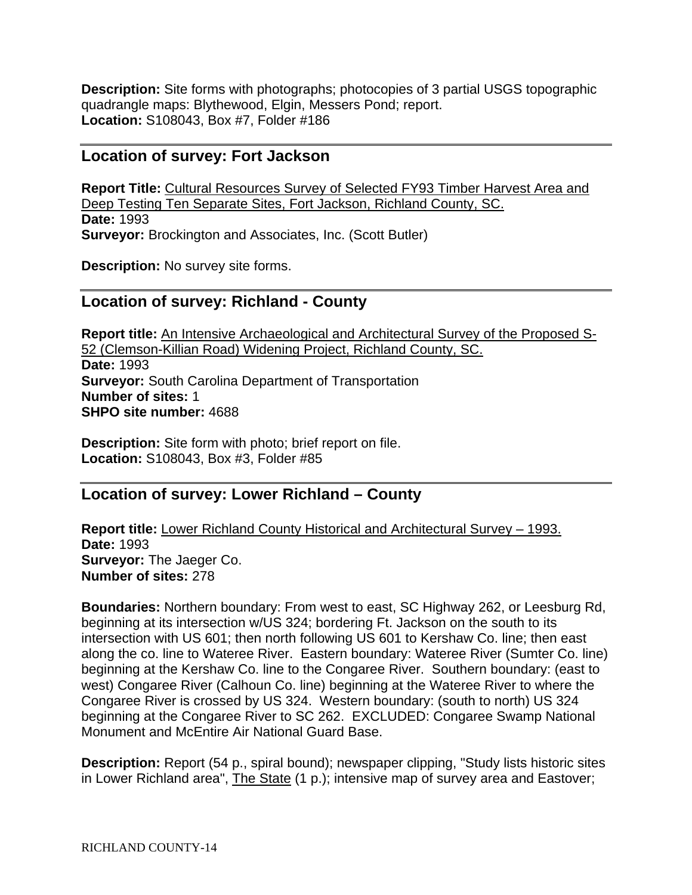**Description:** Site forms with photographs; photocopies of 3 partial USGS topographic quadrangle maps: Blythewood, Elgin, Messers Pond; report.
**Location:** S108043, Box #7, Folder #186

## Location of survey: Fort Jackson

**Report Title:** Cultural Resources Survey of Selected FY93 Timber Harvest Area and Deep Testing Ten Separate Sites, Fort Jackson, Richland County, SC.
**Date:** 1993
**Surveyor:** Brockington and Associates, Inc. (Scott Butler)

**Description:** No survey site forms.

## Location of survey: Richland - County

**Report title:** An Intensive Archaeological and Architectural Survey of the Proposed S-52 (Clemson-Killian Road) Widening Project, Richland County, SC.
**Date:** 1993
**Surveyor:** South Carolina Department of Transportation
**Number of sites:** 1
**SHPO site number:** 4688

**Description:** Site form with photo; brief report on file.
**Location:** S108043, Box #3, Folder #85

## Location of survey: Lower Richland – County

**Report title:** Lower Richland County Historical and Architectural Survey – 1993.
**Date:** 1993
**Surveyor:** The Jaeger Co.
**Number of sites:** 278

**Boundaries:** Northern boundary: From west to east, SC Highway 262, or Leesburg Rd, beginning at its intersection w/US 324; bordering Ft. Jackson on the south to its intersection with US 601; then north following US 601 to Kershaw Co. line; then east along the co. line to Wateree River. Eastern boundary: Wateree River (Sumter Co. line) beginning at the Kershaw Co. line to the Congaree River. Southern boundary: (east to west) Congaree River (Calhoun Co. line) beginning at the Wateree River to where the Congaree River is crossed by US 324. Western boundary: (south to north) US 324 beginning at the Congaree River to SC 262. EXCLUDED: Congaree Swamp National Monument and McEntire Air National Guard Base.

**Description:** Report (54 p., spiral bound); newspaper clipping, "Study lists historic sites in Lower Richland area", The State (1 p.); intensive map of survey area and Eastover;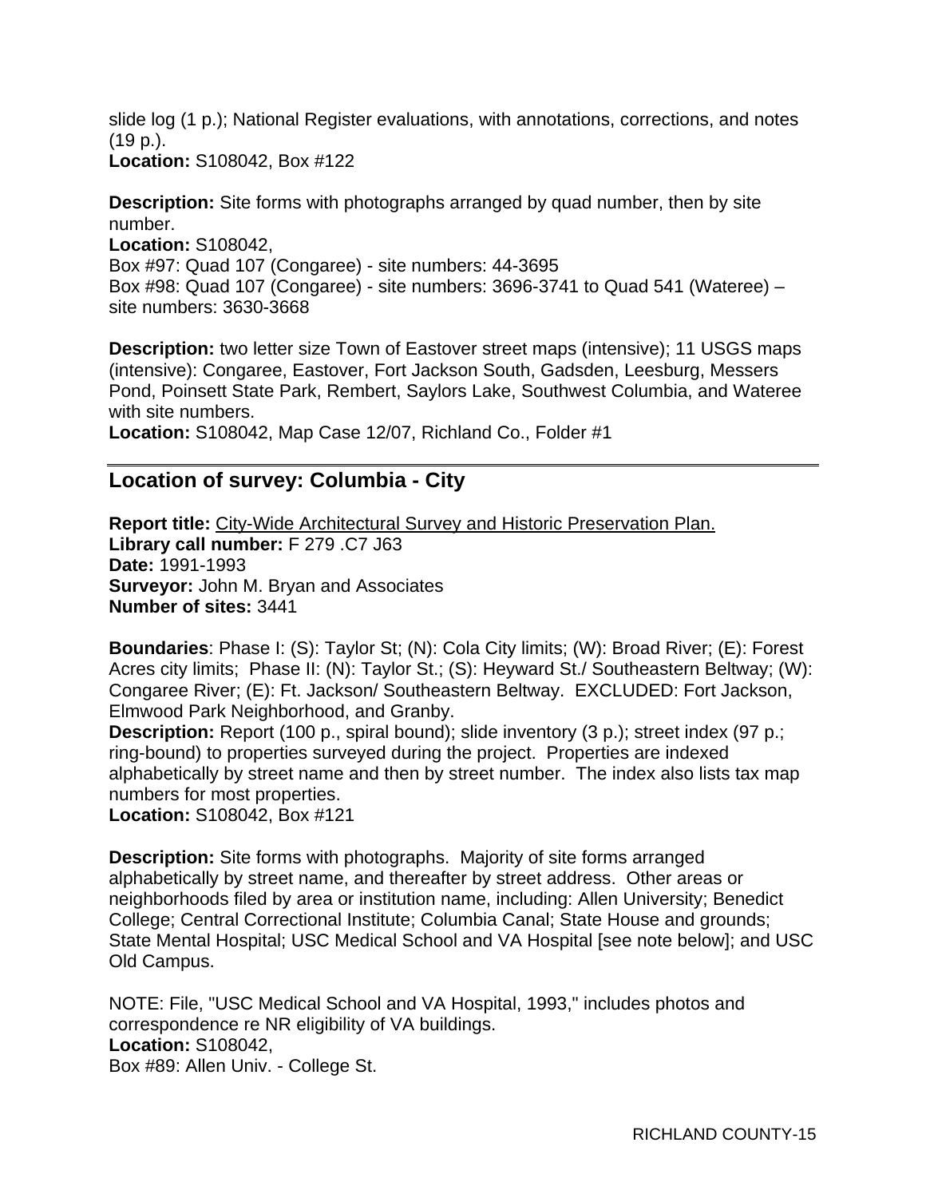slide log (1 p.); National Register evaluations, with annotations, corrections, and notes (19 p.).
**Location:** S108042, Box #122

**Description:** Site forms with photographs arranged by quad number, then by site number.
**Location:** S108042,
Box #97: Quad 107 (Congaree) - site numbers: 44-3695
Box #98: Quad 107 (Congaree) - site numbers: 3696-3741 to Quad 541 (Wateree) – site numbers: 3630-3668

**Description:** two letter size Town of Eastover street maps (intensive); 11 USGS maps (intensive): Congaree, Eastover, Fort Jackson South, Gadsden, Leesburg, Messers Pond, Poinsett State Park, Rembert, Saylors Lake, Southwest Columbia, and Wateree with site numbers.
**Location:** S108042, Map Case 12/07, Richland Co., Folder #1

---

## Location of survey: Columbia - City

**Report title:** City-Wide Architectural Survey and Historic Preservation Plan.
**Library call number:** F 279 .C7 J63
**Date:** 1991-1993
**Surveyor:** John M. Bryan and Associates
**Number of sites:** 3441

**Boundaries**: Phase I: (S): Taylor St; (N): Cola City limits; (W): Broad River; (E): Forest Acres city limits; Phase II: (N): Taylor St.; (S): Heyward St./ Southeastern Beltway; (W): Congaree River; (E): Ft. Jackson/ Southeastern Beltway. EXCLUDED: Fort Jackson, Elmwood Park Neighborhood, and Granby.
**Description:** Report (100 p., spiral bound); slide inventory (3 p.); street index (97 p.; ring-bound) to properties surveyed during the project. Properties are indexed alphabetically by street name and then by street number. The index also lists tax map numbers for most properties.
**Location:** S108042, Box #121

**Description:** Site forms with photographs. Majority of site forms arranged alphabetically by street name, and thereafter by street address. Other areas or neighborhoods filed by area or institution name, including: Allen University; Benedict College; Central Correctional Institute; Columbia Canal; State House and grounds; State Mental Hospital; USC Medical School and VA Hospital [see note below]; and USC Old Campus.

NOTE: File, "USC Medical School and VA Hospital, 1993," includes photos and correspondence re NR eligibility of VA buildings.
**Location:** S108042,
Box #89: Allen Univ. - College St.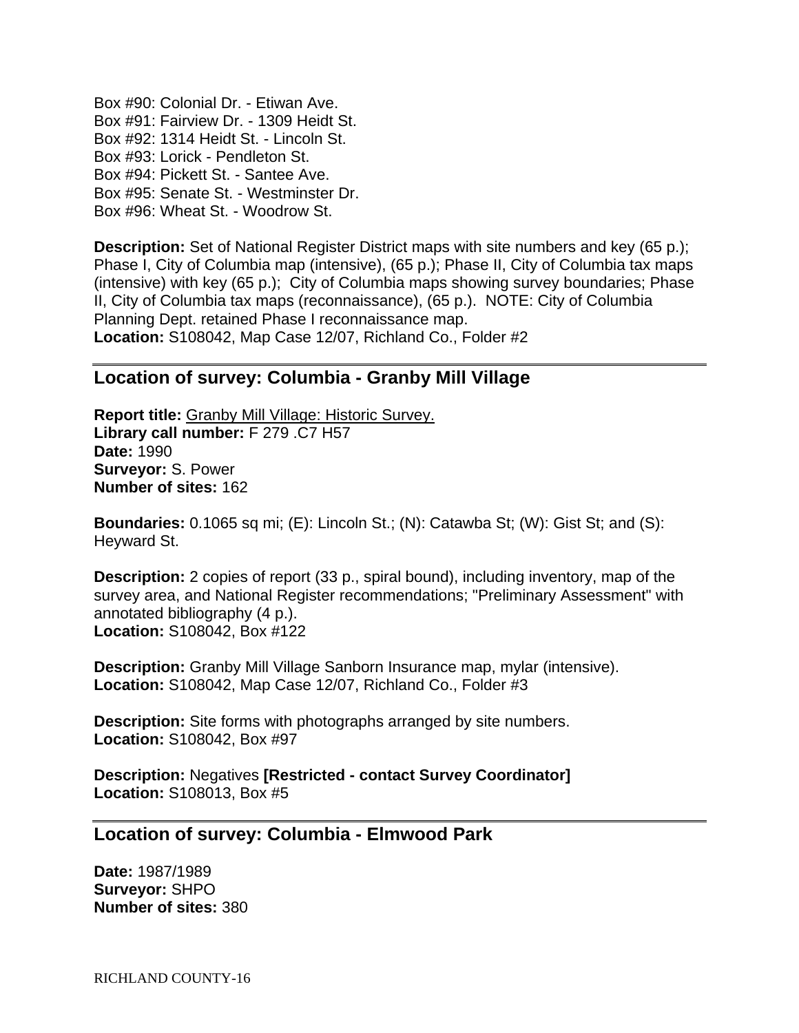Box #90: Colonial Dr. - Etiwan Ave.
Box #91: Fairview Dr. - 1309 Heidt St.
Box #92: 1314 Heidt St. - Lincoln St.
Box #93: Lorick - Pendleton St.
Box #94: Pickett St. - Santee Ave.
Box #95: Senate St. - Westminster Dr.
Box #96: Wheat St. - Woodrow St.

**Description:** Set of National Register District maps with site numbers and key (65 p.); Phase I, City of Columbia map (intensive), (65 p.); Phase II, City of Columbia tax maps (intensive) with key (65 p.); City of Columbia maps showing survey boundaries; Phase II, City of Columbia tax maps (reconnaissance), (65 p.). NOTE: City of Columbia Planning Dept. retained Phase I reconnaissance map.
**Location:** S108042, Map Case 12/07, Richland Co., Folder #2

---

## Location of survey: Columbia - Granby Mill Village

**Report title:** Granby Mill Village: Historic Survey.
**Library call number:** F 279 .C7 H57
**Date:** 1990
**Surveyor:** S. Power
**Number of sites:** 162

**Boundaries:** 0.1065 sq mi; (E): Lincoln St.; (N): Catawba St; (W): Gist St; and (S): Heyward St.

**Description:** 2 copies of report (33 p., spiral bound), including inventory, map of the survey area, and National Register recommendations; "Preliminary Assessment" with annotated bibliography (4 p.).
**Location:** S108042, Box #122

**Description:** Granby Mill Village Sanborn Insurance map, mylar (intensive).
**Location:** S108042, Map Case 12/07, Richland Co., Folder #3

**Description:** Site forms with photographs arranged by site numbers.
**Location:** S108042, Box #97

**Description:** Negatives **[Restricted - contact Survey Coordinator]**
**Location:** S108013, Box #5

---

## Location of survey: Columbia - Elmwood Park

**Date:** 1987/1989
**Surveyor:** SHPO
**Number of sites:** 380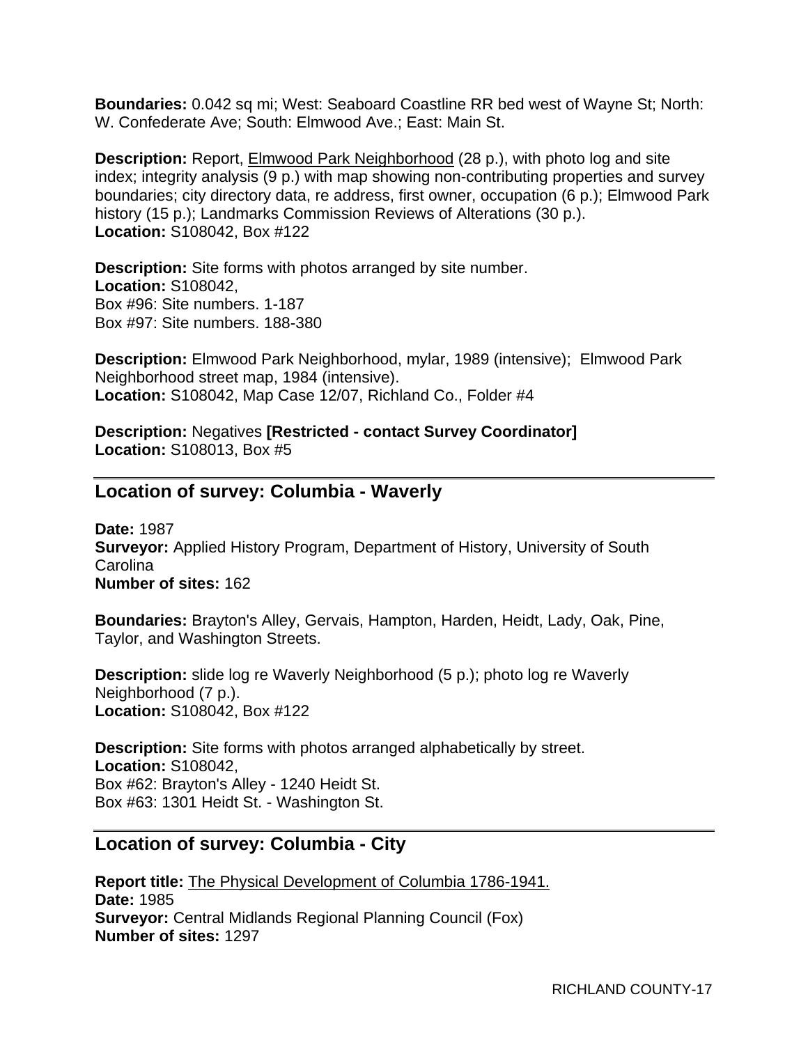**Boundaries:** 0.042 sq mi; West: Seaboard Coastline RR bed west of Wayne St; North: W. Confederate Ave; South: Elmwood Ave.; East: Main St.

**Description:** Report, Elmwood Park Neighborhood (28 p.), with photo log and site index; integrity analysis (9 p.) with map showing non-contributing properties and survey boundaries; city directory data, re address, first owner, occupation (6 p.); Elmwood Park history (15 p.); Landmarks Commission Reviews of Alterations (30 p.).
**Location:** S108042, Box #122

**Description:** Site forms with photos arranged by site number.
**Location:** S108042,
Box #96: Site numbers. 1-187
Box #97: Site numbers. 188-380

**Description:** Elmwood Park Neighborhood, mylar, 1989 (intensive); Elmwood Park Neighborhood street map, 1984 (intensive).
**Location:** S108042, Map Case 12/07, Richland Co., Folder #4

**Description:** Negatives **[Restricted - contact Survey Coordinator]**
**Location:** S108013, Box #5

---

## Location of survey: Columbia - Waverly

**Date:** 1987
**Surveyor:** Applied History Program, Department of History, University of South Carolina
**Number of sites:** 162

**Boundaries:** Brayton's Alley, Gervais, Hampton, Harden, Heidt, Lady, Oak, Pine, Taylor, and Washington Streets.

**Description:** slide log re Waverly Neighborhood (5 p.); photo log re Waverly Neighborhood (7 p.).
**Location:** S108042, Box #122

**Description:** Site forms with photos arranged alphabetically by street.
**Location:** S108042,
Box #62: Brayton's Alley - 1240 Heidt St.
Box #63: 1301 Heidt St. - Washington St.

---

## Location of survey: Columbia - City

**Report title:** The Physical Development of Columbia 1786-1941.
**Date:** 1985
**Surveyor:** Central Midlands Regional Planning Council (Fox)
**Number of sites:** 1297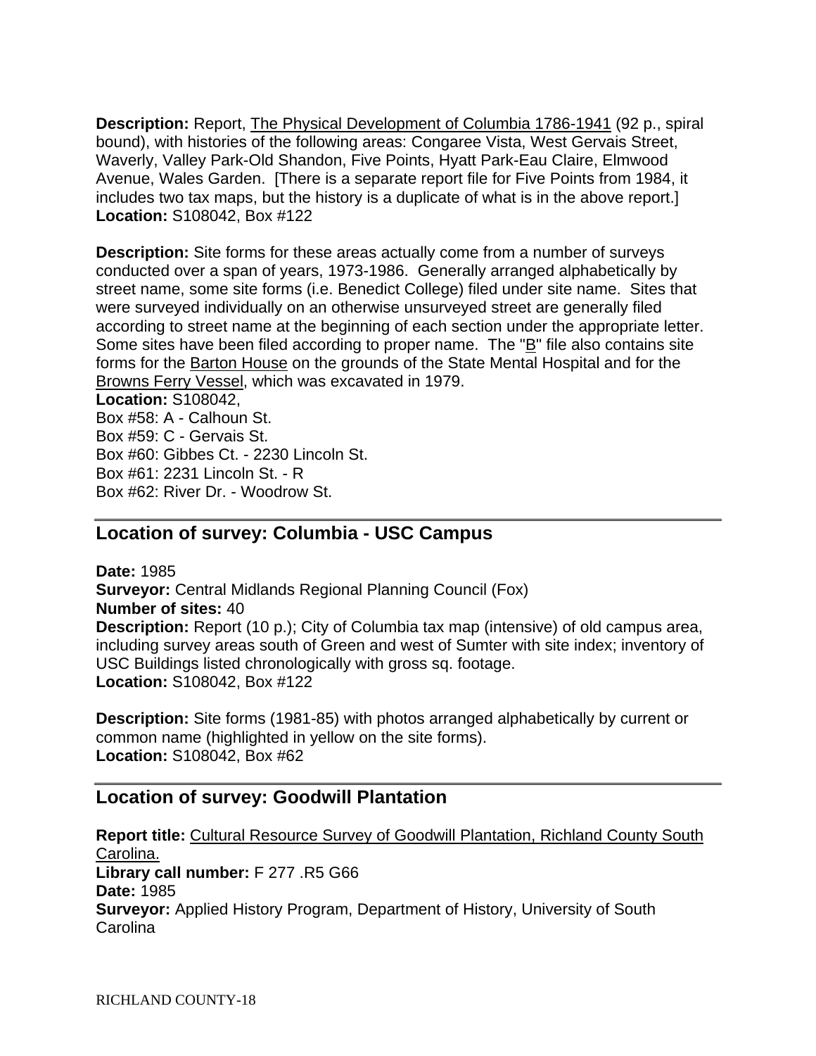**Description:** Report, The Physical Development of Columbia 1786-1941 (92 p., spiral bound), with histories of the following areas: Congaree Vista, West Gervais Street, Waverly, Valley Park-Old Shandon, Five Points, Hyatt Park-Eau Claire, Elmwood Avenue, Wales Garden. [There is a separate report file for Five Points from 1984, it includes two tax maps, but the history is a duplicate of what is in the above report.]
**Location:** S108042, Box #122

**Description:** Site forms for these areas actually come from a number of surveys conducted over a span of years, 1973-1986. Generally arranged alphabetically by street name, some site forms (i.e. Benedict College) filed under site name. Sites that were surveyed individually on an otherwise unsurveyed street are generally filed according to street name at the beginning of each section under the appropriate letter. Some sites have been filed according to proper name. The "B" file also contains site forms for the Barton House on the grounds of the State Mental Hospital and for the Browns Ferry Vessel, which was excavated in 1979.
**Location:** S108042,
Box #58: A - Calhoun St.
Box #59: C - Gervais St.
Box #60: Gibbes Ct. - 2230 Lincoln St.
Box #61: 2231 Lincoln St. - R
Box #62: River Dr. - Woodrow St.

## Location of survey: Columbia - USC Campus

**Date:** 1985
**Surveyor:** Central Midlands Regional Planning Council (Fox)
**Number of sites:** 40
**Description:** Report (10 p.); City of Columbia tax map (intensive) of old campus area, including survey areas south of Green and west of Sumter with site index; inventory of USC Buildings listed chronologically with gross sq. footage.
**Location:** S108042, Box #122

**Description:** Site forms (1981-85) with photos arranged alphabetically by current or common name (highlighted in yellow on the site forms).
**Location:** S108042, Box #62

## Location of survey: Goodwill Plantation

**Report title:** Cultural Resource Survey of Goodwill Plantation, Richland County South Carolina.
**Library call number:** F 277 .R5 G66
**Date:** 1985
**Surveyor:** Applied History Program, Department of History, University of South Carolina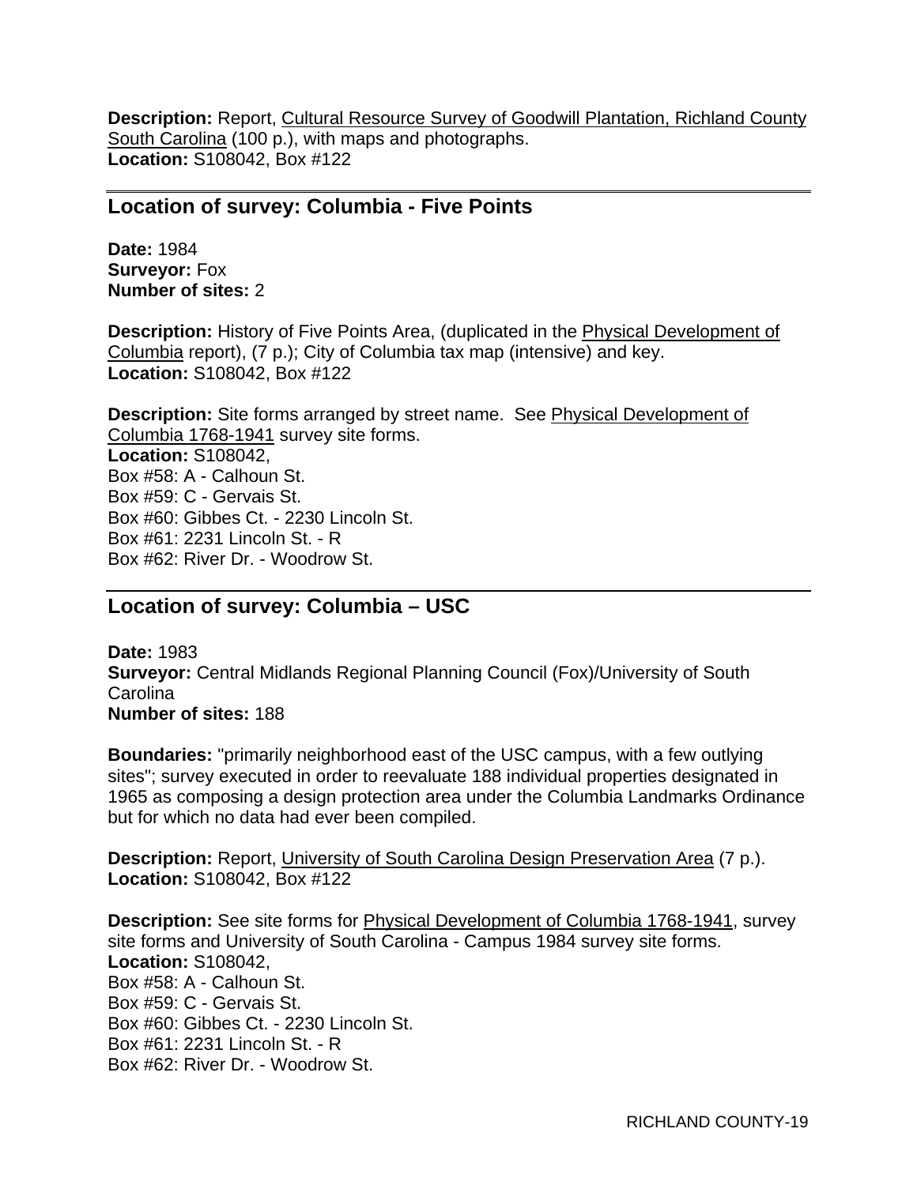**Description:** Report, Cultural Resource Survey of Goodwill Plantation, Richland County South Carolina (100 p.), with maps and photographs.
**Location:** S108042, Box #122

## Location of survey: Columbia - Five Points

**Date:** 1984
**Surveyor:** Fox
**Number of sites:** 2

**Description:** History of Five Points Area, (duplicated in the Physical Development of Columbia report), (7 p.); City of Columbia tax map (intensive) and key.
**Location:** S108042, Box #122

**Description:** Site forms arranged by street name. See Physical Development of Columbia 1768-1941 survey site forms.
**Location:** S108042,
Box #58: A - Calhoun St.
Box #59: C - Gervais St.
Box #60: Gibbes Ct. - 2230 Lincoln St.
Box #61: 2231 Lincoln St. - R
Box #62: River Dr. - Woodrow St.

## Location of survey: Columbia – USC

**Date:** 1983
**Surveyor:** Central Midlands Regional Planning Council (Fox)/University of South Carolina
**Number of sites:** 188

**Boundaries:** "primarily neighborhood east of the USC campus, with a few outlying sites"; survey executed in order to reevaluate 188 individual properties designated in 1965 as composing a design protection area under the Columbia Landmarks Ordinance but for which no data had ever been compiled.

**Description:** Report, University of South Carolina Design Preservation Area (7 p.).
**Location:** S108042, Box #122

**Description:** See site forms for Physical Development of Columbia 1768-1941, survey site forms and University of South Carolina - Campus 1984 survey site forms.
**Location:** S108042,
Box #58: A - Calhoun St.
Box #59: C - Gervais St.
Box #60: Gibbes Ct. - 2230 Lincoln St.
Box #61: 2231 Lincoln St. - R
Box #62: River Dr. - Woodrow St.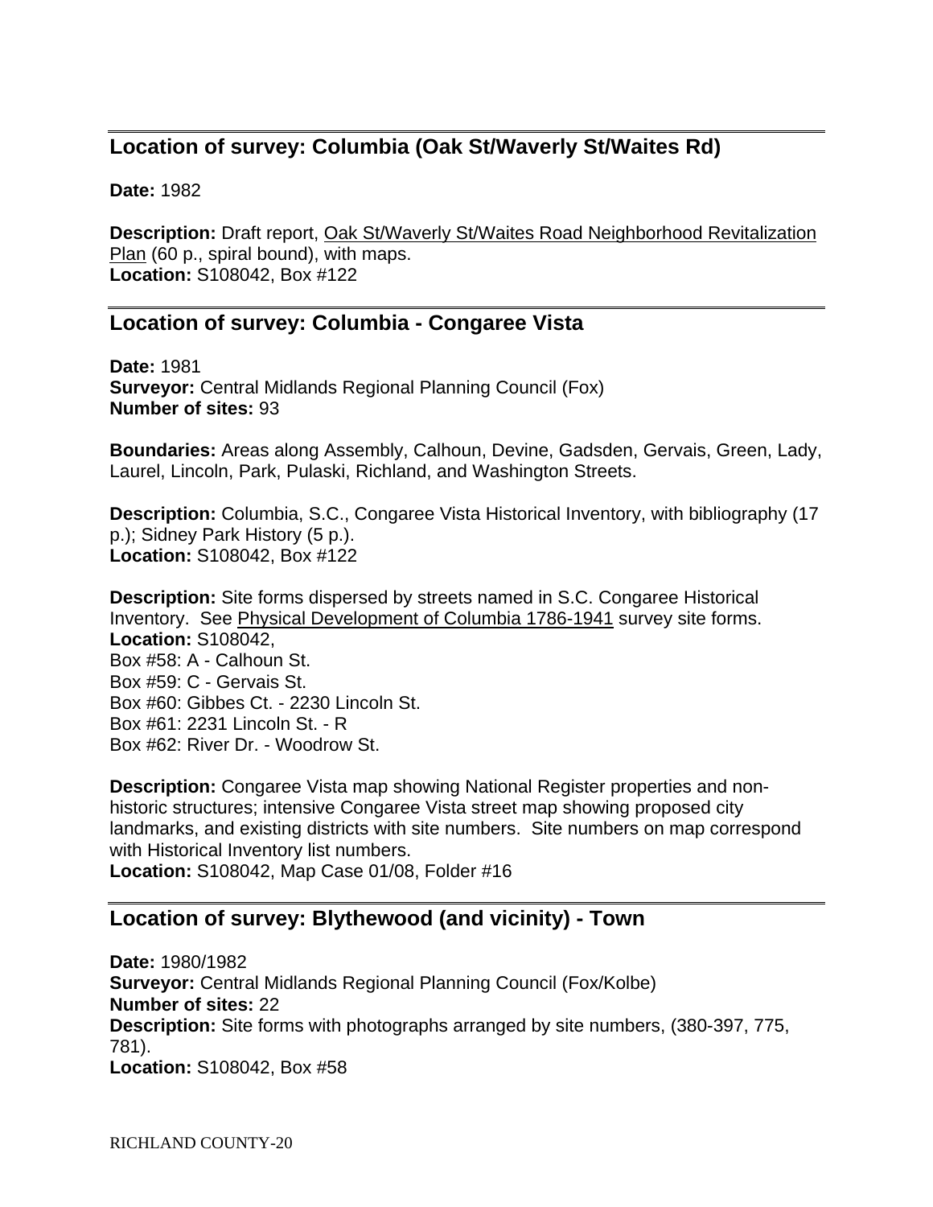## Location of survey: Columbia (Oak St/Waverly St/Waites Rd)

**Date:** 1982

**Description:** Draft report, Oak St/Waverly St/Waites Road Neighborhood Revitalization Plan (60 p., spiral bound), with maps.
**Location:** S108042, Box #122

## Location of survey: Columbia - Congaree Vista

**Date:** 1981
**Surveyor:** Central Midlands Regional Planning Council (Fox)
**Number of sites:** 93

**Boundaries:** Areas along Assembly, Calhoun, Devine, Gadsden, Gervais, Green, Lady, Laurel, Lincoln, Park, Pulaski, Richland, and Washington Streets.

**Description:** Columbia, S.C., Congaree Vista Historical Inventory, with bibliography (17 p.); Sidney Park History (5 p.).
**Location:** S108042, Box #122

**Description:** Site forms dispersed by streets named in S.C. Congaree Historical Inventory. See Physical Development of Columbia 1786-1941 survey site forms.
**Location:** S108042,
Box #58: A - Calhoun St.
Box #59: C - Gervais St.
Box #60: Gibbes Ct. - 2230 Lincoln St.
Box #61: 2231 Lincoln St. - R
Box #62: River Dr. - Woodrow St.

**Description:** Congaree Vista map showing National Register properties and non-historic structures; intensive Congaree Vista street map showing proposed city landmarks, and existing districts with site numbers. Site numbers on map correspond with Historical Inventory list numbers.
**Location:** S108042, Map Case 01/08, Folder #16

## Location of survey: Blythewood (and vicinity) - Town

**Date:** 1980/1982
**Surveyor:** Central Midlands Regional Planning Council (Fox/Kolbe)
**Number of sites:** 22
**Description:** Site forms with photographs arranged by site numbers, (380-397, 775, 781).
**Location:** S108042, Box #58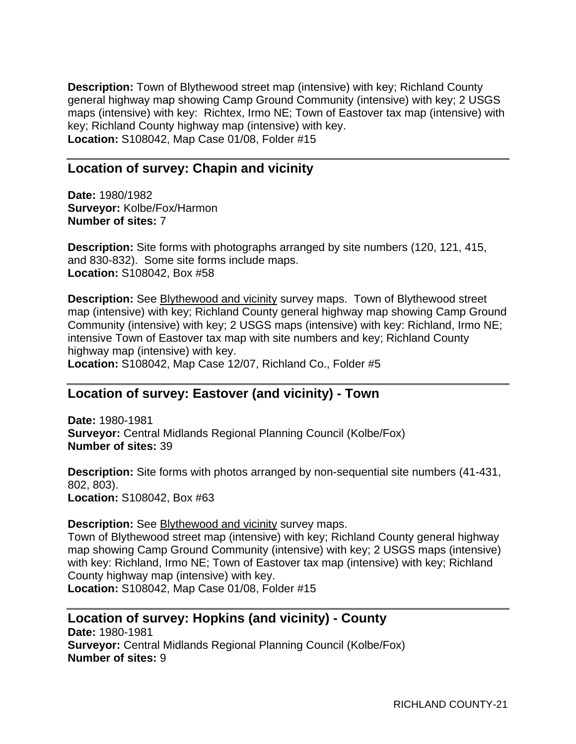**Description:** Town of Blythewood street map (intensive) with key; Richland County general highway map showing Camp Ground Community (intensive) with key; 2 USGS maps (intensive) with key: Richtex, Irmo NE; Town of Eastover tax map (intensive) with key; Richland County highway map (intensive) with key.
**Location:** S108042, Map Case 01/08, Folder #15

---

## Location of survey: Chapin and vicinity

**Date:** 1980/1982
**Surveyor:** Kolbe/Fox/Harmon
**Number of sites:** 7

**Description:** Site forms with photographs arranged by site numbers (120, 121, 415, and 830-832). Some site forms include maps.
**Location:** S108042, Box #58

**Description:** See Blythewood and vicinity survey maps. Town of Blythewood street map (intensive) with key; Richland County general highway map showing Camp Ground Community (intensive) with key; 2 USGS maps (intensive) with key: Richland, Irmo NE; intensive Town of Eastover tax map with site numbers and key; Richland County highway map (intensive) with key.
**Location:** S108042, Map Case 12/07, Richland Co., Folder #5

---

## Location of survey: Eastover (and vicinity) - Town

**Date:** 1980-1981
**Surveyor:** Central Midlands Regional Planning Council (Kolbe/Fox)
**Number of sites:** 39

**Description:** Site forms with photos arranged by non-sequential site numbers (41-431, 802, 803).
**Location:** S108042, Box #63

**Description:** See Blythewood and vicinity survey maps.
Town of Blythewood street map (intensive) with key; Richland County general highway map showing Camp Ground Community (intensive) with key; 2 USGS maps (intensive) with key: Richland, Irmo NE; Town of Eastover tax map (intensive) with key; Richland County highway map (intensive) with key.
**Location:** S108042, Map Case 01/08, Folder #15

---

## Location of survey: Hopkins (and vicinity) - County

**Date:** 1980-1981
**Surveyor:** Central Midlands Regional Planning Council (Kolbe/Fox)
**Number of sites:** 9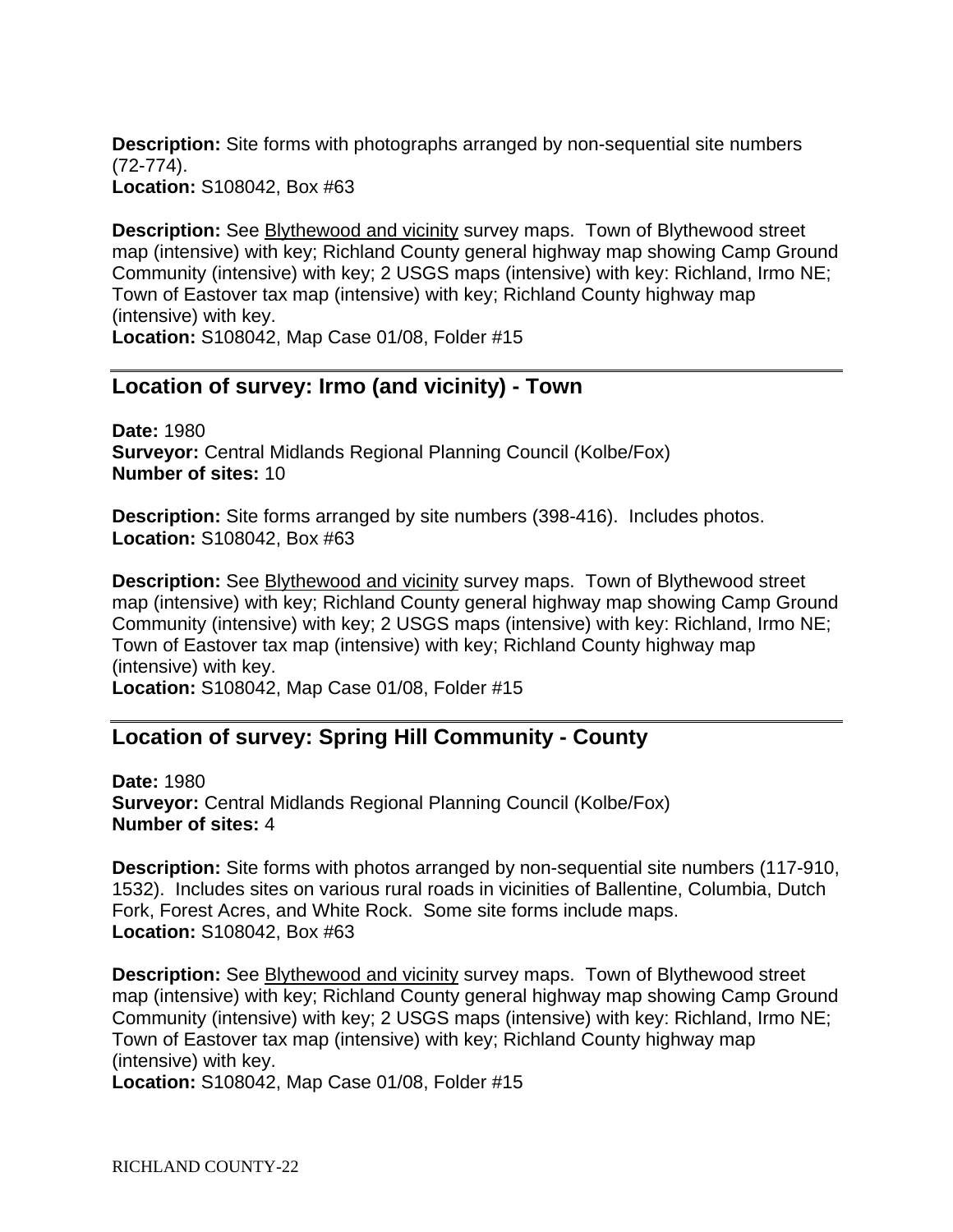**Description:** Site forms with photographs arranged by non-sequential site numbers (72-774).
**Location:** S108042, Box #63

**Description:** See Blythewood and vicinity survey maps. Town of Blythewood street map (intensive) with key; Richland County general highway map showing Camp Ground Community (intensive) with key; 2 USGS maps (intensive) with key: Richland, Irmo NE; Town of Eastover tax map (intensive) with key; Richland County highway map (intensive) with key.
**Location:** S108042, Map Case 01/08, Folder #15

---

## Location of survey: Irmo (and vicinity) - Town

**Date:** 1980
**Surveyor:** Central Midlands Regional Planning Council (Kolbe/Fox)
**Number of sites:** 10

**Description:** Site forms arranged by site numbers (398-416). Includes photos.
**Location:** S108042, Box #63

**Description:** See Blythewood and vicinity survey maps. Town of Blythewood street map (intensive) with key; Richland County general highway map showing Camp Ground Community (intensive) with key; 2 USGS maps (intensive) with key: Richland, Irmo NE; Town of Eastover tax map (intensive) with key; Richland County highway map (intensive) with key.
**Location:** S108042, Map Case 01/08, Folder #15

---

## Location of survey: Spring Hill Community - County

**Date:** 1980
**Surveyor:** Central Midlands Regional Planning Council (Kolbe/Fox)
**Number of sites:** 4

**Description:** Site forms with photos arranged by non-sequential site numbers (117-910, 1532). Includes sites on various rural roads in vicinities of Ballentine, Columbia, Dutch Fork, Forest Acres, and White Rock. Some site forms include maps.
**Location:** S108042, Box #63

**Description:** See Blythewood and vicinity survey maps. Town of Blythewood street map (intensive) with key; Richland County general highway map showing Camp Ground Community (intensive) with key; 2 USGS maps (intensive) with key: Richland, Irmo NE; Town of Eastover tax map (intensive) with key; Richland County highway map (intensive) with key.
**Location:** S108042, Map Case 01/08, Folder #15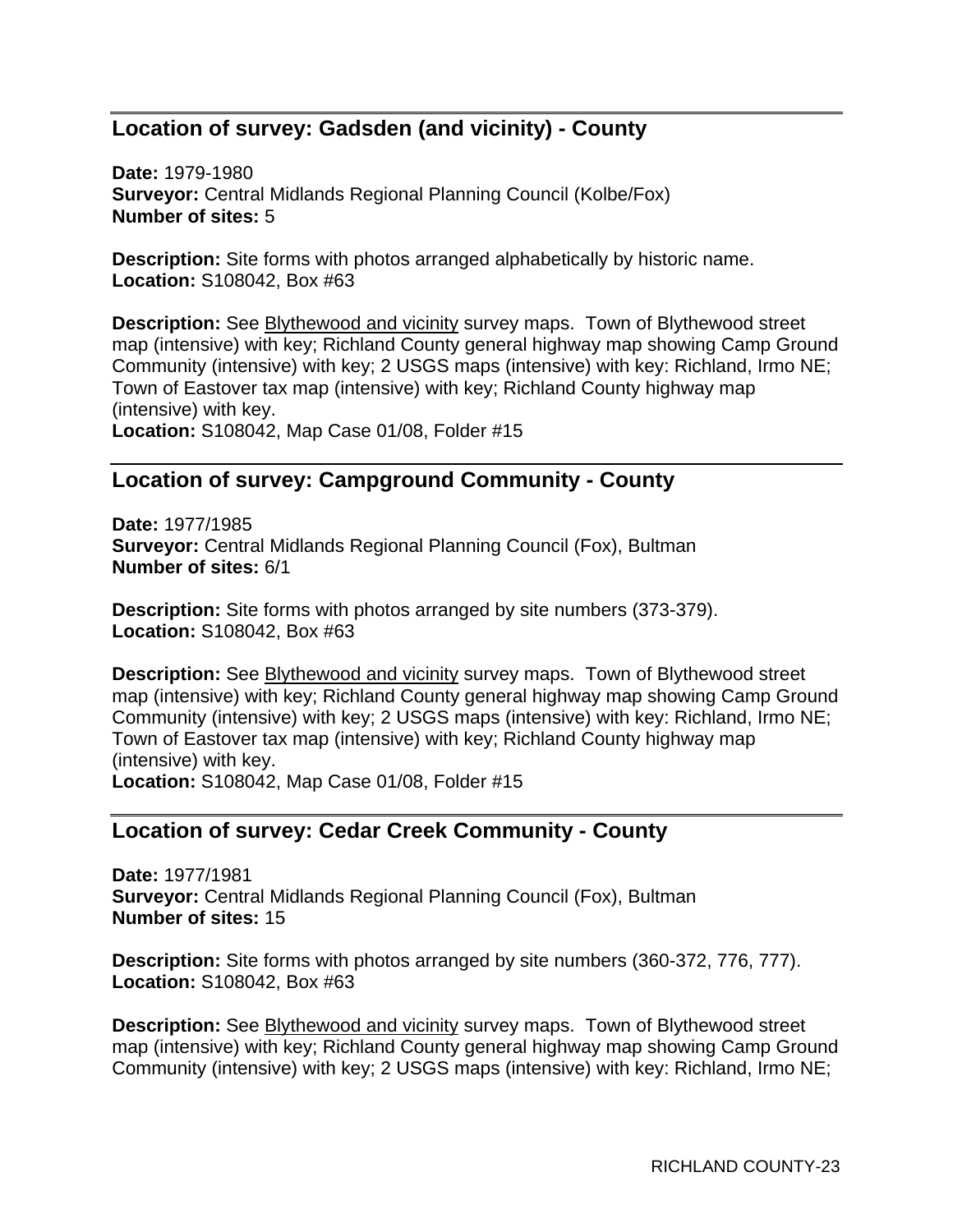## Location of survey: Gadsden (and vicinity) - County

**Date:** 1979-1980
**Surveyor:** Central Midlands Regional Planning Council (Kolbe/Fox)
**Number of sites:** 5

**Description:** Site forms with photos arranged alphabetically by historic name.
**Location:** S108042, Box #63

**Description:** See Blythewood and vicinity survey maps. Town of Blythewood street map (intensive) with key; Richland County general highway map showing Camp Ground Community (intensive) with key; 2 USGS maps (intensive) with key: Richland, Irmo NE; Town of Eastover tax map (intensive) with key; Richland County highway map (intensive) with key.
**Location:** S108042, Map Case 01/08, Folder #15

## Location of survey: Campground Community - County

**Date:** 1977/1985
**Surveyor:** Central Midlands Regional Planning Council (Fox), Bultman
**Number of sites:** 6/1

**Description:** Site forms with photos arranged by site numbers (373-379).
**Location:** S108042, Box #63

**Description:** See Blythewood and vicinity survey maps. Town of Blythewood street map (intensive) with key; Richland County general highway map showing Camp Ground Community (intensive) with key; 2 USGS maps (intensive) with key: Richland, Irmo NE; Town of Eastover tax map (intensive) with key; Richland County highway map (intensive) with key.
**Location:** S108042, Map Case 01/08, Folder #15

## Location of survey: Cedar Creek Community - County

**Date:** 1977/1981
**Surveyor:** Central Midlands Regional Planning Council (Fox), Bultman
**Number of sites:** 15

**Description:** Site forms with photos arranged by site numbers (360-372, 776, 777).
**Location:** S108042, Box #63

**Description:** See Blythewood and vicinity survey maps. Town of Blythewood street map (intensive) with key; Richland County general highway map showing Camp Ground Community (intensive) with key; 2 USGS maps (intensive) with key: Richland, Irmo NE;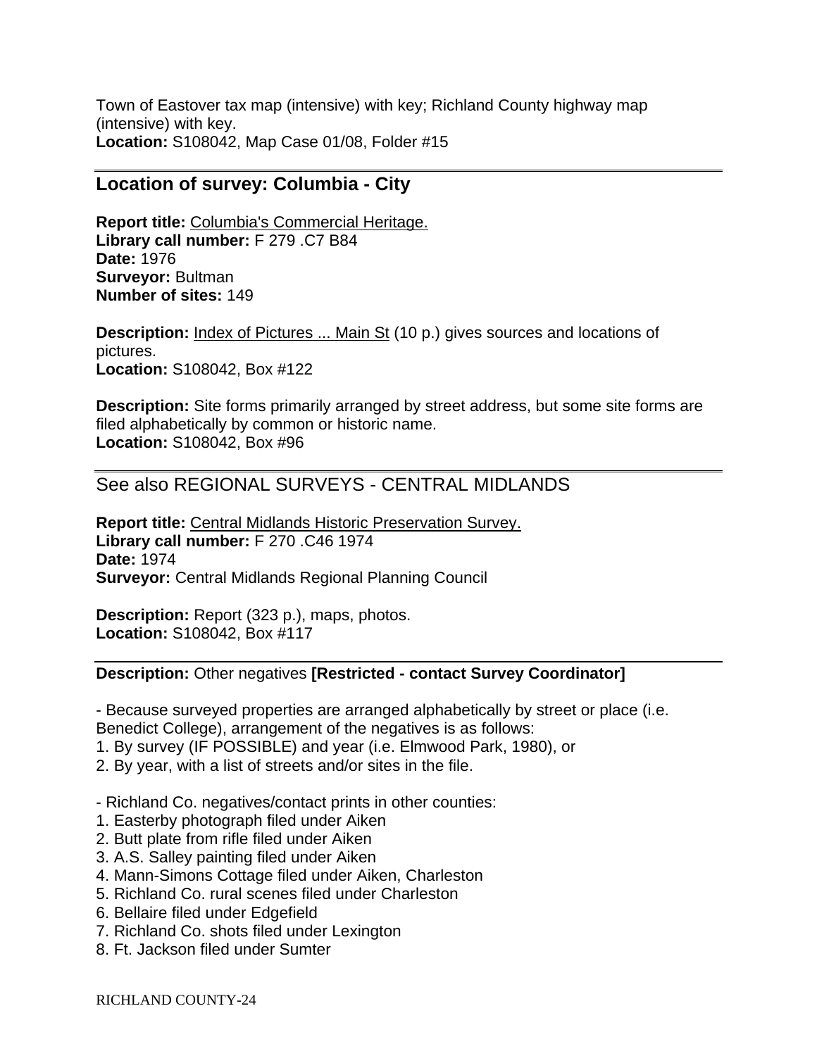Town of Eastover tax map (intensive) with key; Richland County highway map (intensive) with key.
**Location:** S108042, Map Case 01/08, Folder #15

---

## Location of survey: Columbia - City

**Report title:** Columbia's Commercial Heritage.
**Library call number:** F 279 .C7 B84
**Date:** 1976
**Surveyor:** Bultman
**Number of sites:** 149

**Description:** Index of Pictures ... Main St (10 p.) gives sources and locations of pictures.
**Location:** S108042, Box #122

**Description:** Site forms primarily arranged by street address, but some site forms are filed alphabetically by common or historic name.
**Location:** S108042, Box #96

---

## See also REGIONAL SURVEYS - CENTRAL MIDLANDS

**Report title:** Central Midlands Historic Preservation Survey.
**Library call number:** F 270 .C46 1974
**Date:** 1974
**Surveyor:** Central Midlands Regional Planning Council

**Description:** Report (323 p.), maps, photos.
**Location:** S108042, Box #117

---

**Description:** Other negatives **[Restricted - contact Survey Coordinator]**

- Because surveyed properties are arranged alphabetically by street or place (i.e. Benedict College), arrangement of the negatives is as follows:
1. By survey (IF POSSIBLE) and year (i.e. Elmwood Park, 1980), or
2. By year, with a list of streets and/or sites in the file.

- Richland Co. negatives/contact prints in other counties:
1. Easterby photograph filed under Aiken
2. Butt plate from rifle filed under Aiken
3. A.S. Salley painting filed under Aiken
4. Mann-Simons Cottage filed under Aiken, Charleston
5. Richland Co. rural scenes filed under Charleston
6. Bellaire filed under Edgefield
7. Richland Co. shots filed under Lexington
8. Ft. Jackson filed under Sumter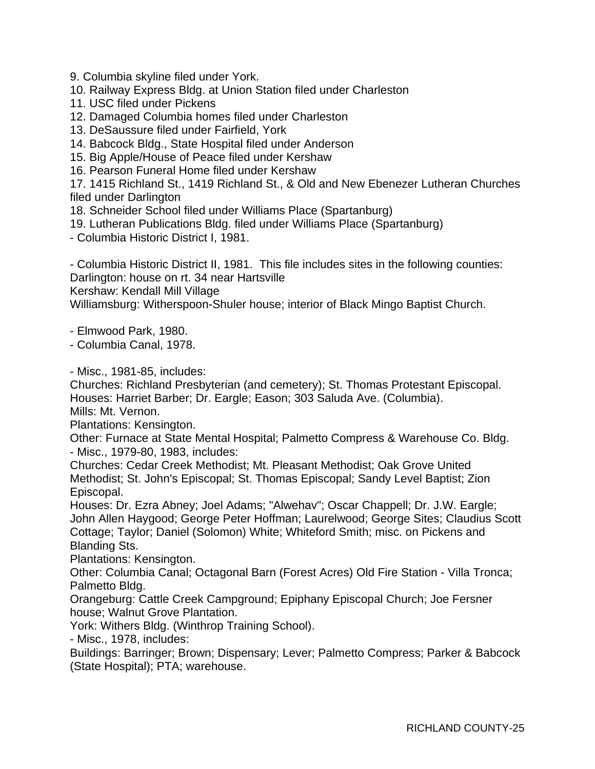9. Columbia skyline filed under York.
10. Railway Express Bldg. at Union Station filed under Charleston
11. USC filed under Pickens
12. Damaged Columbia homes filed under Charleston
13. DeSaussure filed under Fairfield, York
14. Babcock Bldg., State Hospital filed under Anderson
15. Big Apple/House of Peace filed under Kershaw
16. Pearson Funeral Home filed under Kershaw
17. 1415 Richland St., 1419 Richland St., & Old and New Ebenezer Lutheran Churches filed under Darlington
18. Schneider School filed under Williams Place (Spartanburg)
19. Lutheran Publications Bldg. filed under Williams Place (Spartanburg)
- Columbia Historic District I, 1981.

- Columbia Historic District II, 1981. This file includes sites in the following counties:
Darlington: house on rt. 34 near Hartsville
Kershaw: Kendall Mill Village
Williamsburg: Witherspoon-Shuler house; interior of Black Mingo Baptist Church.

- Elmwood Park, 1980.
- Columbia Canal, 1978.

- Misc., 1981-85, includes:
Churches: Richland Presbyterian (and cemetery); St. Thomas Protestant Episcopal.
Houses: Harriet Barber; Dr. Eargle; Eason; 303 Saluda Ave. (Columbia).
Mills: Mt. Vernon.
Plantations: Kensington.
Other: Furnace at State Mental Hospital; Palmetto Compress & Warehouse Co. Bldg.
- Misc., 1979-80, 1983, includes:
Churches: Cedar Creek Methodist; Mt. Pleasant Methodist; Oak Grove United Methodist; St. John's Episcopal; St. Thomas Episcopal; Sandy Level Baptist; Zion Episcopal.
Houses: Dr. Ezra Abney; Joel Adams; "Alwehav"; Oscar Chappell; Dr. J.W. Eargle; John Allen Haygood; George Peter Hoffman; Laurelwood; George Sites; Claudius Scott Cottage; Taylor; Daniel (Solomon) White; Whiteford Smith; misc. on Pickens and Blanding Sts.
Plantations: Kensington.
Other: Columbia Canal; Octagonal Barn (Forest Acres) Old Fire Station - Villa Tronca; Palmetto Bldg.
Orangeburg: Cattle Creek Campground; Epiphany Episcopal Church; Joe Fersner house; Walnut Grove Plantation.
York: Withers Bldg. (Winthrop Training School).
- Misc., 1978, includes:
Buildings: Barringer; Brown; Dispensary; Lever; Palmetto Compress; Parker & Babcock (State Hospital); PTA; warehouse.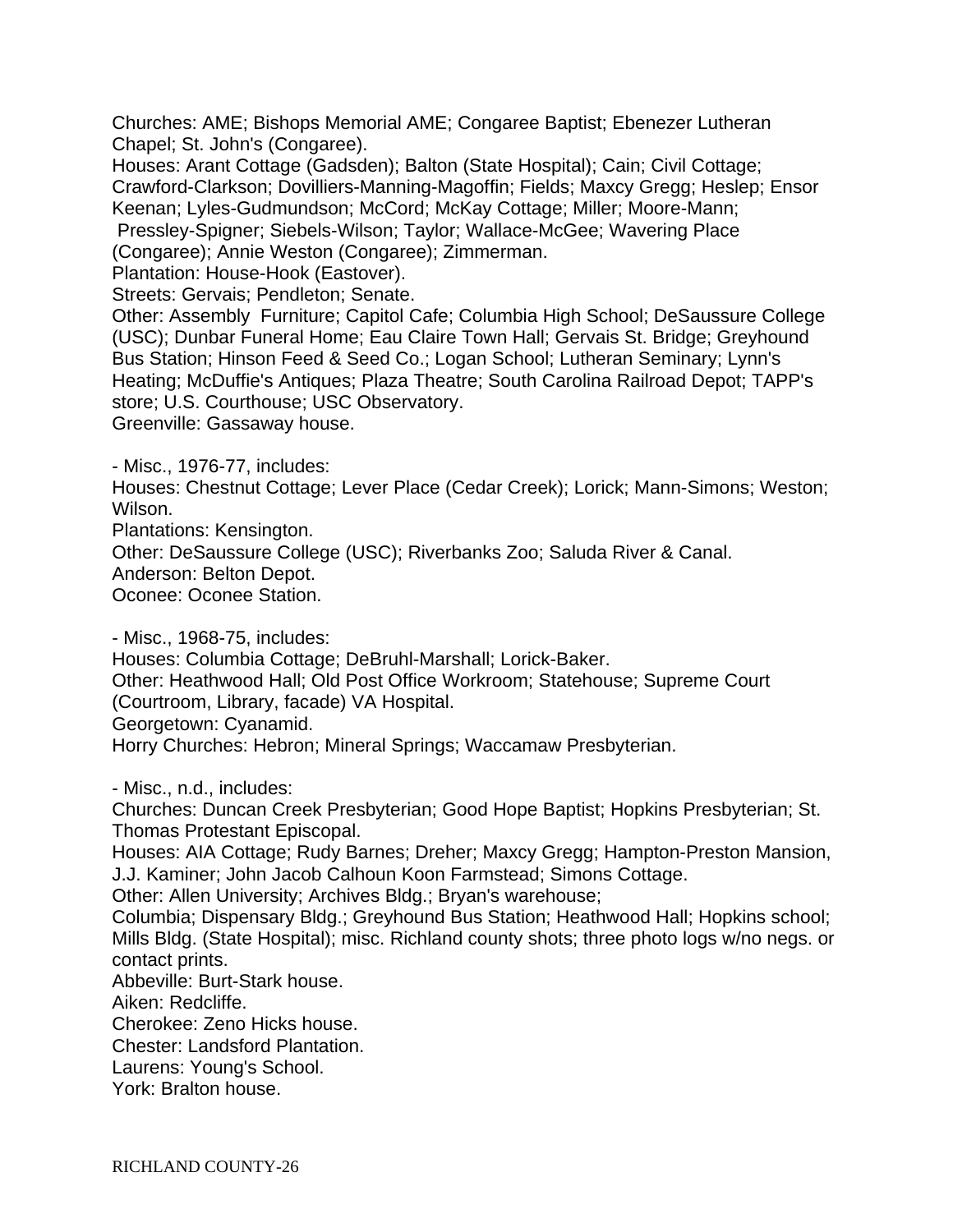Churches: AME; Bishops Memorial AME; Congaree Baptist; Ebenezer Lutheran Chapel; St. John's (Congaree).
Houses: Arant Cottage (Gadsden); Balton (State Hospital); Cain; Civil Cottage; Crawford-Clarkson; Dovilliers-Manning-Magoffin; Fields; Maxcy Gregg; Heslep; Ensor Keenan; Lyles-Gudmundson; McCord; McKay Cottage; Miller; Moore-Mann; Pressley-Spigner; Siebels-Wilson; Taylor; Wallace-McGee; Wavering Place (Congaree); Annie Weston (Congaree); Zimmerman.
Plantation: House-Hook (Eastover).
Streets: Gervais; Pendleton; Senate.
Other: Assembly Furniture; Capitol Cafe; Columbia High School; DeSaussure College (USC); Dunbar Funeral Home; Eau Claire Town Hall; Gervais St. Bridge; Greyhound Bus Station; Hinson Feed & Seed Co.; Logan School; Lutheran Seminary; Lynn's Heating; McDuffie's Antiques; Plaza Theatre; South Carolina Railroad Depot; TAPP's store; U.S. Courthouse; USC Observatory.
Greenville: Gassaway house.

- Misc., 1976-77, includes:
Houses: Chestnut Cottage; Lever Place (Cedar Creek); Lorick; Mann-Simons; Weston; Wilson.
Plantations: Kensington.
Other: DeSaussure College (USC); Riverbanks Zoo; Saluda River & Canal.
Anderson: Belton Depot.
Oconee: Oconee Station.

- Misc., 1968-75, includes:
Houses: Columbia Cottage; DeBruhl-Marshall; Lorick-Baker.
Other: Heathwood Hall; Old Post Office Workroom; Statehouse; Supreme Court (Courtroom, Library, facade) VA Hospital.
Georgetown: Cyanamid.
Horry Churches: Hebron; Mineral Springs; Waccamaw Presbyterian.

- Misc., n.d., includes:
Churches: Duncan Creek Presbyterian; Good Hope Baptist; Hopkins Presbyterian; St. Thomas Protestant Episcopal.
Houses: AIA Cottage; Rudy Barnes; Dreher; Maxcy Gregg; Hampton-Preston Mansion, J.J. Kaminer; John Jacob Calhoun Koon Farmstead; Simons Cottage.
Other: Allen University; Archives Bldg.; Bryan's warehouse;
Columbia; Dispensary Bldg.; Greyhound Bus Station; Heathwood Hall; Hopkins school; Mills Bldg. (State Hospital); misc. Richland county shots; three photo logs w/no negs. or contact prints.
Abbeville: Burt-Stark house.
Aiken: Redcliffe.
Cherokee: Zeno Hicks house.
Chester: Landsford Plantation.
Laurens: Young's School.
York: Bralton house.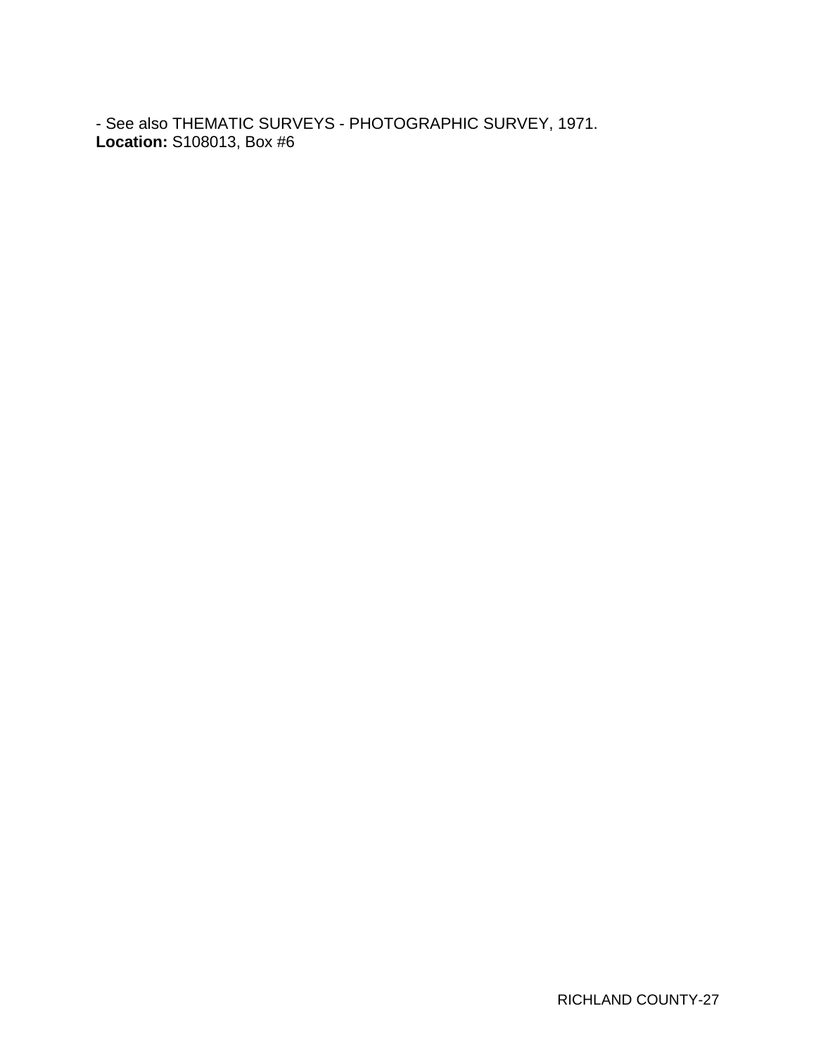- See also THEMATIC SURVEYS - PHOTOGRAPHIC SURVEY, 1971.
**Location:** S108013, Box #6